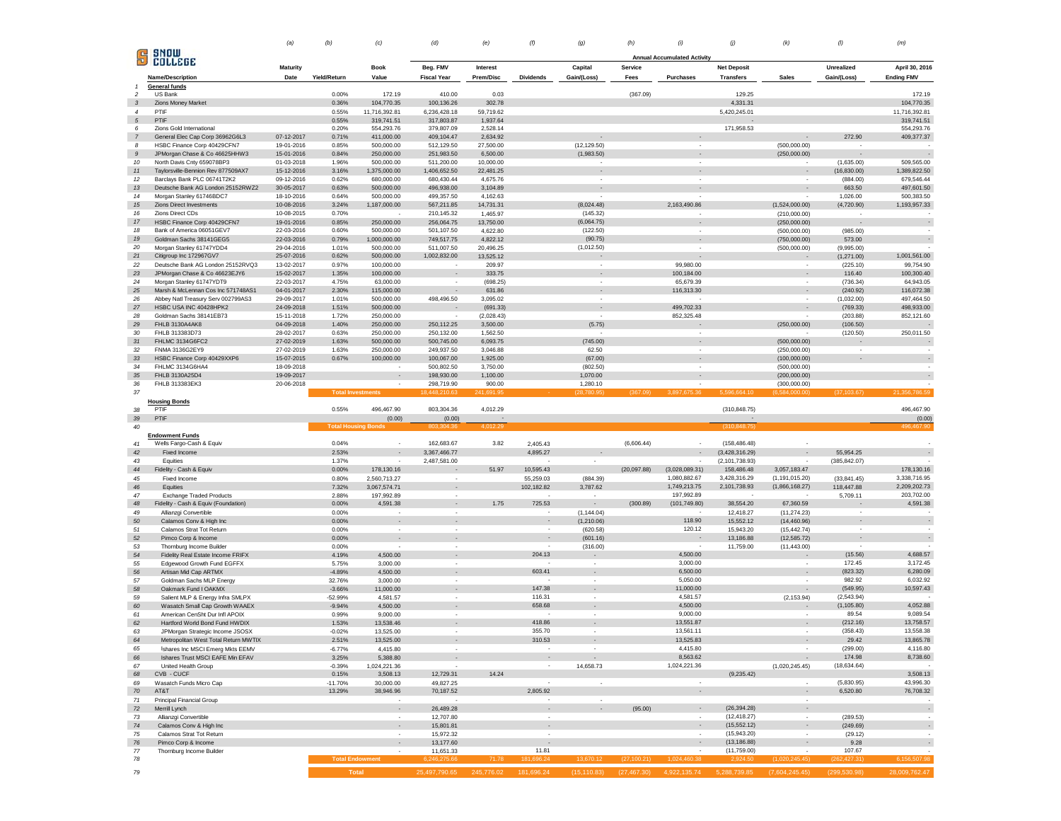# SNOW COLLEGE

| | | (a) | (b) | (c) | (d) | (e) | (f) | (g) | (h) | (i) | (j) | (k) | (l) | (m) |
|---|---|---|---|---|---|---|---|---|---|---|---|---|---|---|
| | | | | | | Annual Accumulated Activity | | | | | | | | |
| | | Maturity | | Book | Beg. FMV | Interest | | Capital | Service | | Net Deposit | | Unrealized | April 30, 2016 |
| | Name/Description | Date | Yield/Return | Value | Fiscal Year | Prem/Disc | Dividends | Gain/(Loss) | Fees | Purchases | Transfers | Sales | Gain/(Loss) | Ending FMV |
| 1 | **General funds** | | | | | | | | | | | | | |
| 2 | US Bank | | 0.00% | 172.19 | 410.00 | 0.03 | | | (367.09) | | 129.25 | | | 172.19 |
| 3 | Zions Money Market | | 0.36% | 104,770.35 | 100,136.26 | 302.78 | | | | | 4,331.31 | | | 104,770.35 |
| 4 | PTIF | | 0.55% | 11,716,392.81 | 6,236,428.18 | 59,719.62 | | | | | 5,420,245.01 | | | 11,716,392.81 |
| 5 | PTIF | | 0.55% | 319,741.51 | 317,803.87 | 1,937.64 | | | | | - | | | 319,741.51 |
| 6 | Zions Gold International | | 0.20% | 554,293.76 | 379,807.09 | 2,528.14 | | | | | 171,958.53 | | | 554,293.76 |
| 7 | General Elec Cap Corp 36962G6L3 | 07-12-2017 | 0.71% | 411,000.00 | 409,104.47 | 2,634.92 | | - | | - | | - | 272.90 | 409,377.37 |
| 8 | HSBC Finance Corp 40429CFN7 | 19-01-2016 | 0.85% | 500,000.00 | 512,129.50 | 27,500.00 | | (12,129.50) | | - | | (500,000.00) | - | - |
| 9 | JPMorgan Chase & Co 46625HHW3 | 15-01-2016 | 0.84% | 250,000.00 | 251,983.50 | 6,500.00 | | (1,983.50) | | - | | (250,000.00) | - | - |
| 10 | North Davis Cnty 659078BP3 | 01-03-2018 | 1.96% | 500,000.00 | 511,200.00 | 10,000.00 | | - | | - | | - | (1,635.00) | 509,565.00 |
| 11 | Taylorsville-Bennion Rev 877509AX7 | 15-12-2016 | 3.16% | 1,375,000.00 | 1,406,652.50 | 22,481.25 | | - | | - | | - | (16,830.00) | 1,389,822.50 |
| 12 | Barclays Bank PLC 06741T2K2 | 09-12-2016 | 0.62% | 680,000.00 | 680,430.44 | 4,675.76 | | - | | - | | - | (884.00) | 679,546.44 |
| 13 | Deutsche Bank AG London 25152RWZ2 | 30-05-2017 | 0.63% | 500,000.00 | 496,938.00 | 3,104.89 | | - | | - | | - | 663.50 | 497,601.50 |
| 14 | Morgan Stanley 61746BDC7 | 18-10-2016 | 0.64% | 500,000.00 | 499,357.50 | 4,162.63 | | - | | - | | - | 1,026.00 | 500,383.50 |
| 15 | Zions Direct Investments | 10-08-2016 | 3.24% | 1,187,000.00 | 567,211.85 | 14,731.31 | | (8,024.48) | | 2,163,490.86 | | (1,524,000.00) | (4,720.90) | 1,193,957.33 |
| 16 | Zions Direct CDs | 10-08-2015 | 0.70% | - | 210,145.32 | 1,465.97 | | (145.32) | | - | | (210,000.00) | - | - |
| 17 | HSBC Finance Corp 40429CFN7 | 19-01-2016 | 0.85% | 250,000.00 | 256,064.75 | 13,750.00 | | (6,064.75) | | - | | (250,000.00) | - | - |
| 18 | Bank of America 06051GEV7 | 22-03-2016 | 0.60% | 500,000.00 | 501,107.50 | 4,622.80 | | (122.50) | | - | | (500,000.00) | (985.00) | - |
| 19 | Goldman Sachs 38141GEG5 | 22-03-2016 | 0.79% | 1,000,000.00 | 749,517.75 | 4,822.12 | | (90.75) | | - | | (750,000.00) | 573.00 | - |
| 20 | Morgan Stanley 61747YDD4 | 29-04-2016 | 1.01% | 500,000.00 | 511,007.50 | 20,496.25 | | (1,012.50) | | - | | (500,000.00) | (9,995.00) | - |
| 21 | Citigroup Inc 172967GV7 | 25-07-2016 | 0.62% | 500,000.00 | 1,002,832.00 | 13,525.12 | | - | | - | | - | (1,271.00) | 1,001,561.00 |
| 22 | Deutsche Bank AG London 25152RVQ3 | 13-02-2017 | 0.97% | 100,000.00 | - | 209.97 | | - | | 99,980.00 | | - | (225.10) | 99,754.90 |
| 23 | JPMorgan Chase & Co 46623EJY6 | 15-02-2017 | 1.35% | 100,000.00 | - | 333.75 | | - | | 100,184.00 | | - | 116.40 | 100,300.40 |
| 24 | Morgan Stanley 61747YDT9 | 22-03-2017 | 4.75% | 63,000.00 | - | (698.25) | | - | | 65,679.39 | | - | (736.34) | 64,943.05 |
| 25 | Marsh & McLennan Cos Inc 571748AS1 | 04-01-2017 | 2.30% | 115,000.00 | - | 631.86 | | - | | 116,313.30 | | - | (240.92) | 116,072.38 |
| 26 | Abbey Natl Treasury Serv 002799AS3 | 29-09-2017 | 1.01% | 500,000.00 | 498,496.50 | 3,095.02 | | - | | - | | - | (1,032.00) | 497,464.50 |
| 27 | HSBC USA INC 40428HPK2 | 24-09-2018 | 1.51% | 500,000.00 | - | (691.33) | | - | | 499,702.33 | | - | (769.33) | 498,933.00 |
| 28 | Goldman Sachs 38141EB73 | 15-11-2018 | 1.72% | 250,000.00 | - | (2,028.43) | | - | | 852,325.48 | | - | (203.88) | 852,121.60 |
| 29 | FHLB 3130A4AK8 | 04-09-2018 | 1.40% | 250,000.00 | 250,112.25 | 3,500.00 | | (5.75) | | - | | (250,000.00) | (106.50) | - |
| 30 | FHLB 313383D73 | 28-02-2017 | 0.63% | 250,000.00 | 250,132.00 | 1,562.50 | | - | | - | | - | (120.50) | 250,011.50 |
| 31 | FHLMC 3134G6FC2 | 27-02-2019 | 1.63% | 500,000.00 | 500,745.00 | 6,093.75 | | (745.00) | | - | | (500,000.00) | - | - |
| 32 | FNMA 3136G2EY9 | 27-02-2019 | 1.63% | 250,000.00 | 249,937.50 | 3,046.88 | | 62.50 | | - | | (250,000.00) | - | - |
| 33 | HSBC Finance Corp 40429XXP6 | 15-07-2015 | 0.67% | 100,000.00 | 100,067.00 | 1,925.00 | | (67.00) | | - | | (100,000.00) | - | - |
| 34 | FHLMC 3134G6HA4 | 18-09-2018 | | - | 500,802.50 | 3,750.00 | | (802.50) | | - | | (500,000.00) | | - |
| 35 | FHLB 3130A25D4 | 19-09-2017 | | - | 198,930.00 | 1,100.00 | | 1,070.00 | | - | | (200,000.00) | | - |
| 36 | FHLB 313383EK3 | 20-06-2018 | | - | 298,719.90 | 900.00 | | 1,280.10 | | - | | (300,000.00) | | - |
| 37 | | | **Total Investments** | | 18,449,210.63 | 241,691.95 | - | (28,780.95) | (367.09) | 3,897,675.36 | 5,596,664.10 | (6,584,000.00) | (37,103.67) | 21,356,786.59 |
| | **Housing Bonds** | | | | | | | | | | | | | |
| 38 | PTIF | | 0.55% | 496,467.90 | 803,304.36 | 4,012.29 | | | | | (310,848.75) | | | 496,467.90 |
| 39 | PTIF | | | (0.00) | (0.00) | - | | | | | - | | | (0.00) |
| 40 | | | **Total Housing Bonds** | | 803,304.36 | 4,012.29 | | | | | (310,848.75) | | | 496,467.90 |
| | **Endowment Funds** | | | | | | | | | | | | | |
| 41 | Wells Fargo-Cash & Equiv | | 0.04% | - | 162,683.67 | 3.82 | 2,405.43 | | (6,606.44) | - | (158,486.48) | - | | - |
| 42 | Fixed Income | | 2.53% | - | 3,367,466.77 | | 4,895.27 | - | | - | (3,428,316.29) | - | 55,954.25 | - |
| 43 | Equities | | 1.37% | - | 2,487,581.00 | | - | - | | - | (2,101,738.93) | - | (385,842.07) | - |
| 44 | Fidelity - Cash & Equiv | | 0.00% | 178,130.16 | - | 51.97 | 10,595.43 | | (20,097.88) | (3,028,089.31) | 158,486.48 | 3,057,183.47 | | 178,130.16 |
| 45 | Fixed Income | | 0.80% | 2,560,713.27 | - | | 55,259.03 | (884.39) | | 1,080,882.67 | 3,428,316.29 | (1,191,015.20) | (33,841.45) | 3,338,716.95 |
| 46 | Equities | | 7.32% | 3,067,574.71 | - | | 102,182.82 | 3,787.62 | | 1,749,213.75 | 2,101,738.93 | (1,866,168.27) | 118,447.88 | 2,209,202.73 |
| 47 | Exchange Traded Products | | 2.88% | 197,992.89 | - | | - | - | | 197,992.89 | - | - | 5,709.11 | 203,702.00 |
| 48 | Fidelity - Cash & Equiv (Foundation) | | 0.00% | 4,591.38 | - | 1.75 | 725.53 | - | (300.89) | (101,749.80) | 38,554.20 | 67,360.59 | - | 4,591.38 |
| 49 | Allianzgi Convertible | | 0.00% | - | - | | - | (1,144.04) | | - | 12,418.27 | (11,274.23) | - | - |
| 50 | Calamos Conv & High Inc | | 0.00% | - | - | | - | (1,210.06) | | 118.90 | 15,552.12 | (14,460.96) | - | - |
| 51 | Calamos Strat Tot Return | | 0.00% | - | - | | - | (620.58) | | 120.12 | 15,943.20 | (15,442.74) | - | - |
| 52 | Pimco Corp & Income | | 0.00% | - | - | | - | (601.16) | | - | 13,186.88 | (12,585.72) | - | - |
| 53 | Thornburg Income Builder | | 0.00% | - | - | | - | (316.00) | | - | 11,759.00 | (11,443.00) | - | - |
| 54 | Fidelity Real Estate Income FRIFX | | 4.19% | 4,500.00 | - | | 204.13 | - | | 4,500.00 | | - | (15.56) | 4,688.57 |
| 55 | Edgewood Growth Fund EGFFX | | 5.75% | 3,000.00 | - | | - | - | | 3,000.00 | | - | 172.45 | 3,172.45 |
| 56 | Artisan Mid Cap ARTMX | | -4.89% | 4,500.00 | - | | 603.41 | - | | 6,500.00 | | - | (823.32) | 6,280.09 |
| 57 | Goldman Sachs MLP Energy | | 32.76% | 3,000.00 | - | | - | - | | 5,050.00 | | - | 982.92 | 6,032.92 |
| 58 | Oakmark Fund I OAKMX | | -3.66% | 11,000.00 | - | | 147.38 | - | | 11,000.00 | | - | (549.95) | 10,597.43 |
| 59 | Salient MLP & Energy Infra SMLPX | | -52.99% | 4,581.57 | - | | 116.31 | - | | 4,581.57 | | (2,153.94) | (2,543.94) | - |
| 60 | Wasatch Small Cap Growth WAAEX | | -9.94% | 4,500.00 | - | | 658.68 | - | | 4,500.00 | | - | (1,105.80) | 4,052.88 |
| 61 | American CenSht Dur Infl APOIX | | 0.99% | 9,000.00 | - | | - | - | | 9,000.00 | | - | 89.54 | 9,089.54 |
| 62 | Hartford World Bond Fund HWDIX | | 1.53% | 13,538.46 | - | | 418.86 | - | | 13,551.87 | | - | (212.16) | 13,758.57 |
| 63 | JPMorgan Strategic Income JSOSX | | -0.02% | 13,525.00 | - | | 355.70 | - | | 13,561.11 | | - | (358.43) | 13,558.38 |
| 64 | Metropolitan West Total Return MWTIX | | 2.51% | 13,525.00 | - | | 310.53 | - | | 13,525.83 | | - | 29.42 | 13,865.78 |
| 65 | Ishares Inc MSCI Emerg Mkts EEMV | | -6.77% | 4,415.80 | - | | - | - | | 4,415.80 | | - | (299.00) | 4,116.80 |
| 66 | Ishares Trust MSCI EAFE Min EFAV | | 3.25% | 5,388.80 | - | | - | - | | 8,563.62 | | - | 174.98 | 8,738.60 |
| 67 | United Health Group | | -0.39% | 1,024,221.36 | - | | - | 14,658.73 | | 1,024,221.36 | | (1,020,245.45) | (18,634.64) | - |
| 68 | CVB - CUCF | | 0.15% | 3,508.13 | 12,729.31 | 14.24 | | | | | (9,235.42) | | | 3,508.13 |
| 69 | Wasatch Funds Micro Cap | | -11.70% | 30,000.00 | 49,827.25 | | - | - | | - | | - | (5,830.95) | 43,996.30 |
| 70 | AT&T | | 13.29% | 38,946.96 | 70,187.52 | | 2,805.92 | | | - | | - | 6,520.80 | 76,708.32 |
| 71 | Principal Financial Group | | | - | - | | - | - | | | | - | | |
| 72 | Merrill Lynch | | | - | 26,489.28 | | - | - | (95.00) | - | (26,394.28) | - | | - |
| 73 | Allianzgi Convertible | | | - | 12,707.80 | | - | | | - | (12,418.27) | - | (289.53) | - |
| 74 | Calamos Conv & High Inc | | | - | 15,801.81 | | - | | | - | (15,552.12) | - | (249.69) | - |
| 75 | Calamos Strat Tot Return | | | - | 15,972.32 | | - | | | - | (15,943.20) | - | (29.12) | - |
| 76 | Pimco Corp & Income | | | - | 13,177.60 | | - | | | - | (13,186.88) | - | 9.28 | - |
| 77 | Thornburg Income Builder | | | - | 11,651.33 | | 11.81 | | | - | (11,759.00) | - | 107.67 | - |
| 78 | | | **Total Endowment** | | 6,246,275.66 | 71.78 | 181,696.24 | 13,670.12 | (27,100.21) | 1,024,460.38 | 2,924.50 | (1,020,245.45) | (262,427.31) | 6,156,507.98 |
| 79 | | | **Total** | | 25,497,790.65 | 245,776.02 | 181,696.24 | (15,110.83) | (27,467.30) | 4,922,135.74 | 5,288,739.85 | (7,604,245.45) | (299,530.98) | 28,009,762.47 |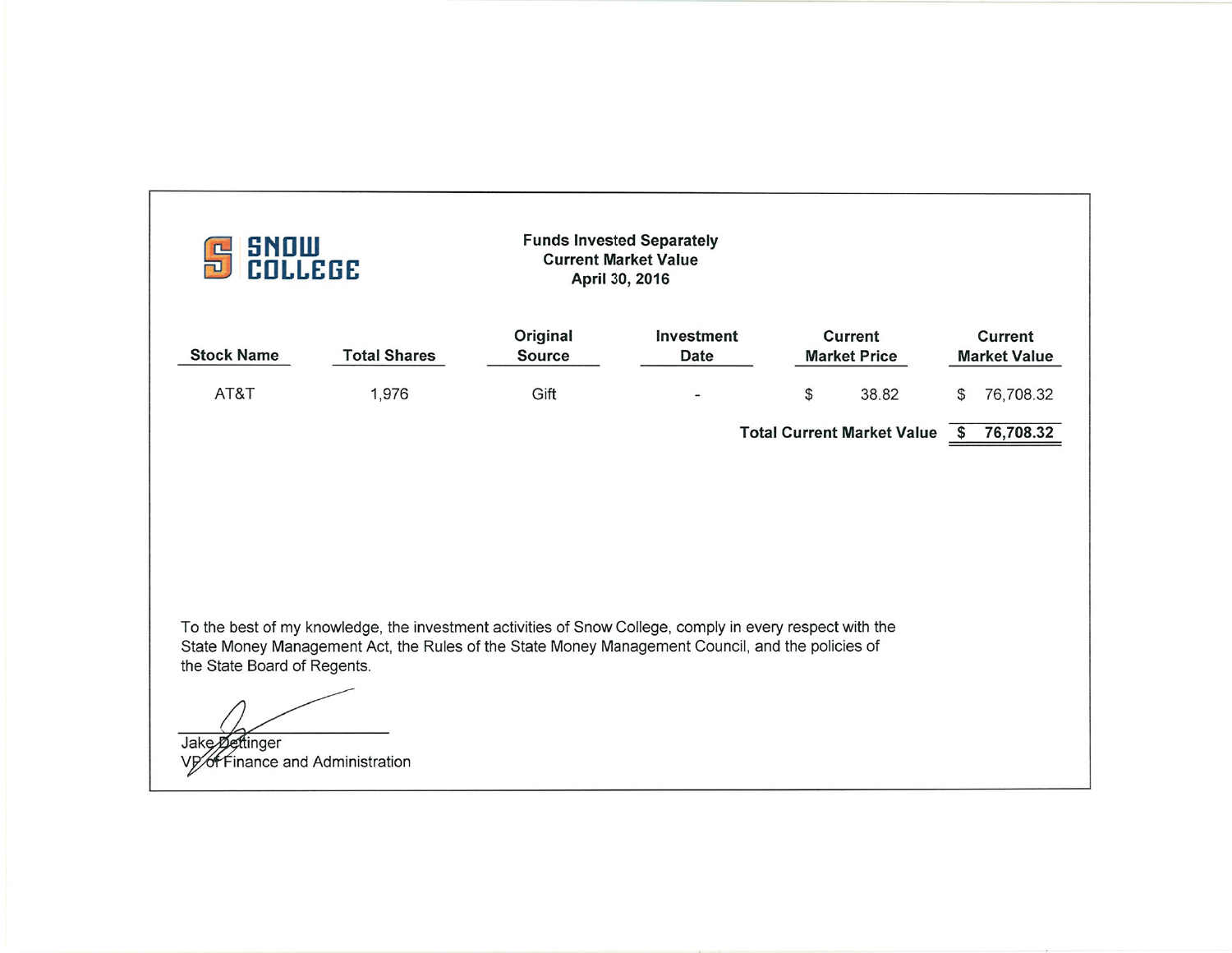SNOW COLLEGE

**Funds Invested Separately**
**Current Market Value**
**April 30, 2016**

| Stock Name | Total Shares | Original Source | Investment Date | Current Market Price | Current Market Value |
|---|---|---|---|---|---|
| AT&T | 1,976 | Gift | - | $ 38.82 | $ 76,708.32 |
| | | | | **Total Current Market Value** | **$ 76,708.32** |

To the best of my knowledge, the investment activities of Snow College, comply in every respect with the State Money Management Act, the Rules of the State Money Management Council, and the policies of the State Board of Regents.

Jake Dettinger
VP of Finance and Administration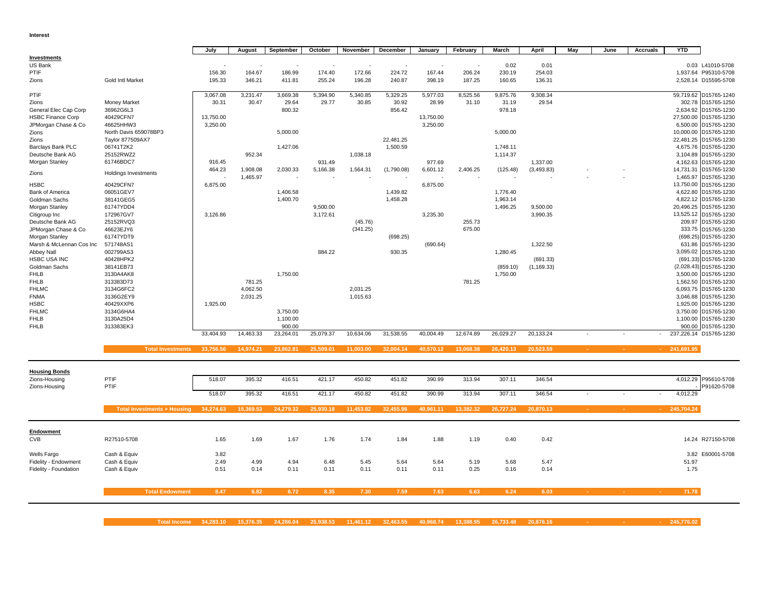**Interest**

| | | July | August | September | October | November | December | January | February | March | April | May | June | Accruals | YTD | |
|---|---|---|---|---|---|---|---|---|---|---|---|---|---|---|---|---|
| **Investments** | | | | | | | | | | | | | | | | |
| US Bank | | - | - | - | - | - | - | - | - | 0.02 | 0.01 | | | | 0.03 | L41010-5708 |
| PTIF | | 156.30 | 164.67 | 186.99 | 174.40 | 172.66 | 224.72 | 167.44 | 206.24 | 230.19 | 254.03 | | | | 1,937.64 | P95310-5708 |
| Zions | Gold Intl Market | 195.33 | 346.21 | 411.81 | 255.24 | 196.28 | 240.87 | 398.19 | 187.25 | 160.65 | 136.31 | | | | 2,528.14 | D15595-5708 |
| | | | | | | | | | | | | | | | | |
| PTIF | | 3,067.08 | 3,231.47 | 3,669.38 | 5,394.90 | 5,340.85 | 5,329.25 | 5,977.03 | 8,525.56 | 9,875.76 | 9,308.34 | | | | 59,719.62 | D15765-1240 |
| Zions | Money Market | 30.31 | 30.47 | 29.64 | 29.77 | 30.85 | 30.92 | 28.99 | 31.10 | 31.19 | 29.54 | | | | 302.78 | D15765-1250 |
| General Elec Cap Corp | 36962G6L3 | | | 800.32 | | | 856.42 | | | 978.18 | | | | | 2,634.92 | D15765-1230 |
| HSBC Finance Corp | 40429CFN7 | 13,750.00 | | | | | | 13,750.00 | | | | | | | 27,500.00 | D15765-1230 |
| JPMorgan Chase & Co | 46625HHW3 | 3,250.00 | | | | | | 3,250.00 | | | | | | | 6,500.00 | D15765-1230 |
| Zions | North Davis 659078BP3 | | | 5,000.00 | | | | | | 5,000.00 | | | | | 10,000.00 | D15765-1230 |
| Zions | Taylor 877509AX7 | | | | | | 22,481.25 | | | | | | | | 22,481.25 | D15765-1230 |
| Barclays Bank PLC | 06741T2K2 | | | 1,427.06 | | | 1,500.59 | | | 1,748.11 | | | | | 4,675.76 | D15765-1230 |
| Deutsche Bank AG | 25152RWZ2 | | 952.34 | | | 1,038.18 | | | | 1,114.37 | | | | | 3,104.89 | D15765-1230 |
| Morgan Stanley | 61746BDC7 | 916.45 | | | 931.49 | | | 977.69 | | | 1,337.00 | | | | 4,162.63 | D15765-1230 |
| Zions | Holdings Investments | 464.23 | 1,908.08 | 2,030.33 | 5,166.38 | 1,564.31 | (1,790.08) | 6,601.12 | 2,406.25 | (125.48) | (3,493.83) | - | - | | 14,731.31 | D15765-1230 |
| | | - | 1,465.97 | - | - | - | - | - | - | - | - | - | - | | 1,465.97 | D15765-1230 |
| HSBC | 40429CFN7 | 6,875.00 | | | | | | 6,875.00 | | | | | | | 13,750.00 | D15765-1230 |
| Bank of America | 06051GEV7 | | | 1,406.58 | | | 1,439.82 | | | 1,776.40 | | | | | 4,622.80 | D15765-1230 |
| Goldman Sachs | 38141GEG5 | | | 1,400.70 | | | 1,458.28 | | | 1,963.14 | | | | | 4,822.12 | D15765-1230 |
| Morgan Stanley | 61747YDD4 | | | | 9,500.00 | | | | | 1,496.25 | 9,500.00 | | | | 20,496.25 | D15765-1230 |
| Citigroup Inc | 172967GV7 | 3,126.86 | | | 3,172.61 | | | 3,235.30 | | | 3,990.35 | | | | 13,525.12 | D15765-1230 |
| Deutsche Bank AG | 25152RVQ3 | | | | | (45.76) | | | 255.73 | | | | | | 209.97 | D15765-1230 |
| JPMorgan Chase & Co | 46623EJY6 | | | | | (341.25) | | | 675.00 | | | | | | 333.75 | D15765-1230 |
| Morgan Stanley | 61747YDT9 | | | | | | (698.25) | | | | | | | | (698.25) | D15765-1230 |
| Marsh & McLennan Cos Inc | 571748AS1 | | | | | | | (690.64) | | | 1,322.50 | | | | 631.86 | D15765-1230 |
| Abbey Natl | 002799AS3 | | | | 884.22 | | 930.35 | | | 1,280.45 | | | | | 3,095.02 | D15765-1230 |
| HSBC USA INC | 40428HPK2 | | | | | | | | | | (691.33) | | | | (691.33) | D15765-1230 |
| Goldman Sachs | 38141EB73 | | | | | | | | | (859.10) | (1,169.33) | | | | (2,028.43) | D15765-1230 |
| FHLB | 3130A4AK8 | | | 1,750.00 | | | | | | 1,750.00 | | | | | 3,500.00 | D15765-1230 |
| FHLB | 313383D73 | | 781.25 | | | | | | 781.25 | | | | | | 1,562.50 | D15765-1230 |
| FHLMC | 3134G6FC2 | | 4,062.50 | | | 2,031.25 | | | | | | | | | 6,093.75 | D15765-1230 |
| FNMA | 3136G2EY9 | | 2,031.25 | | | 1,015.63 | | | | | | | | | 3,046.88 | D15765-1230 |
| HSBC | 40429XXP6 | 1,925.00 | | | | | | | | | | | | | 1,925.00 | D15765-1230 |
| FHLMC | 3134G6HA4 | | | 3,750.00 | | | | | | | | | | | 3,750.00 | D15765-1230 |
| FHLB | 3130A25D4 | | | 1,100.00 | | | | | | | | | | | 1,100.00 | D15765-1230 |
| FHLB | 313383EK3 | | | 900.00 | | | | | | | | | | | 900.00 | D15765-1230 |
| | | 33,404.93 | 14,463.33 | 23,264.01 | 25,079.37 | 10,634.06 | 31,538.55 | 40,004.49 | 12,674.89 | 26,029.27 | 20,133.24 | - | - | - | 237,226.14 | D15765-1230 |
| | **Total Investments** | **33,756.56** | **14,974.21** | **23,862.81** | **25,509.01** | **11,003.00** | **32,004.14** | **40,570.12** | **13,068.38** | **26,420.13** | **20,523.59** | - | - | - | **241,691.95** | |
| | | | | | | | | | | | | | | | | |
| **Housing Bonds** | | | | | | | | | | | | | | | | |
| Zions-Housing | PTIF | 518.07 | 395.32 | 416.51 | 421.17 | 450.82 | 451.82 | 390.99 | 313.94 | 307.11 | 346.54 | | | | 4,012.29 | P95610-5708 |
| Zions-Housing | PTIF | | | | | | | | | | | | | | - | P91620-5708 |
| | | 518.07 | 395.32 | 416.51 | 421.17 | 450.82 | 451.82 | 390.99 | 313.94 | 307.11 | 346.54 | - | - | - | 4,012.29 | |
| | **Total Investments + Housing** | **34,274.63** | **15,369.53** | **24,279.32** | **25,930.18** | **11,453.82** | **32,455.96** | **40,961.11** | **13,382.32** | **26,727.24** | **20,870.13** | - | - | - | **245,704.24** | |
| | | | | | | | | | | | | | | | | |
| **Endowment** | | | | | | | | | | | | | | | | |
| CVB | R27510-5708 | 1.65 | 1.69 | 1.67 | 1.76 | 1.74 | 1.84 | 1.88 | 1.19 | 0.40 | 0.42 | | | | 14.24 | R27150-5708 |
| | | | | | | | | | | | | | | | | |
| Wells Fargo | Cash & Equiv | 3.82 | | | | | | | | | | | | | 3.82 | E60001-5708 |
| Fidelity - Endowment | Cash & Equiv | 2.49 | 4.99 | 4.94 | 6.48 | 5.45 | 5.64 | 5.64 | 5.19 | 5.68 | 5.47 | | | | 51.97 | |
| Fidelity - Foundation | Cash & Equiv | 0.51 | 0.14 | 0.11 | 0.11 | 0.11 | 0.11 | 0.11 | 0.25 | 0.16 | 0.14 | | | | 1.75 | |
| | **Total Endowment** | **8.47** | **6.82** | **6.72** | **8.35** | **7.30** | **7.59** | **7.63** | **6.63** | **6.24** | **6.03** | - | - | - | **71.78** | |
| | | | | | | | | | | | | | | | | |
| | **Total Income** | **34,283.10** | **15,376.35** | **24,286.04** | **25,938.53** | **11,461.12** | **32,463.55** | **40,968.74** | **13,388.95** | **26,733.48** | **20,876.16** | - | - | - | **245,776.02** | |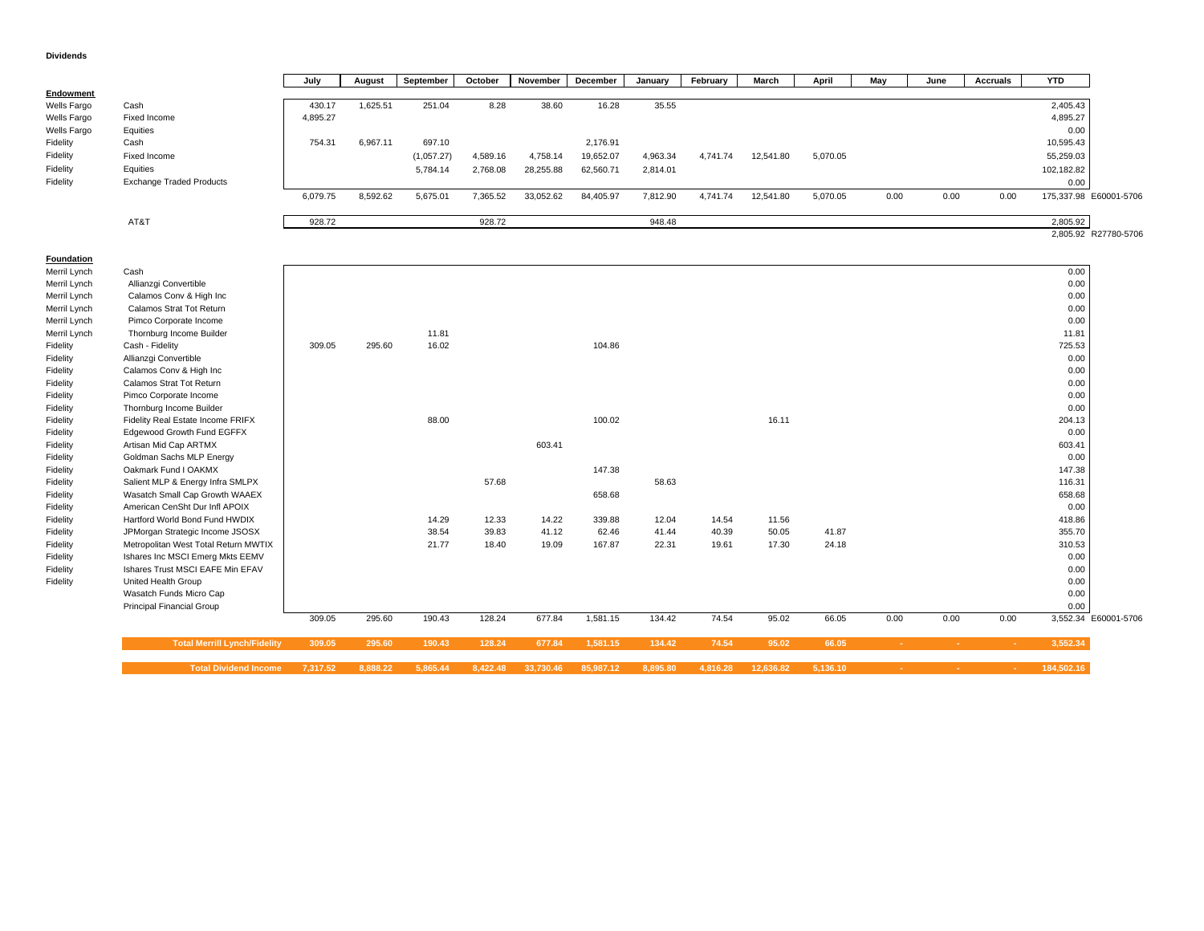**Dividends**

| | | July | August | September | October | November | December | January | February | March | April | May | June | Accruals | YTD | |
|---|---|---|---|---|---|---|---|---|---|---|---|---|---|---|---|---|
| **Endowment** | | | | | | | | | | | | | | | | |
| Wells Fargo | Cash | 430.17 | 1,625.51 | 251.04 | 8.28 | 38.60 | 16.28 | 35.55 | | | | | | | 2,405.43 | |
| Wells Fargo | Fixed Income | 4,895.27 | | | | | | | | | | | | | 4,895.27 | |
| Wells Fargo | Equities | | | | | | | | | | | | | | 0.00 | |
| Fidelity | Cash | 754.31 | 6,967.11 | 697.10 | | | 2,176.91 | | | | | | | | 10,595.43 | |
| Fidelity | Fixed Income | | | (1,057.27) | 4,589.16 | 4,758.14 | 19,652.07 | 4,963.34 | 4,741.74 | 12,541.80 | 5,070.05 | | | | 55,259.03 | |
| Fidelity | Equities | | | 5,784.14 | 2,768.08 | 28,255.88 | 62,560.71 | 2,814.01 | | | | | | | 102,182.82 | |
| Fidelity | Exchange Traded Products | | | | | | | | | | | | | | 0.00 | |
| | | 6,079.75 | 8,592.62 | 5,675.01 | 7,365.52 | 33,052.62 | 84,405.97 | 7,812.90 | 4,741.74 | 12,541.80 | 5,070.05 | 0.00 | 0.00 | 0.00 | 175,337.98 | E60001-5706 |
| | AT&T | 928.72 | | | 928.72 | | | 948.48 | | | | | | | 2,805.92 | |
| | | | | | | | | | | | | | | | 2,805.92 | R27780-5706 |
| **Foundation** | | | | | | | | | | | | | | | | |
| Merril Lynch | Cash | | | | | | | | | | | | | | 0.00 | |
| Merril Lynch | Allianzgi Convertible | | | | | | | | | | | | | | 0.00 | |
| Merril Lynch | Calamos Conv & High Inc | | | | | | | | | | | | | | 0.00 | |
| Merril Lynch | Calamos Strat Tot Return | | | | | | | | | | | | | | 0.00 | |
| Merril Lynch | Pimco Corporate Income | | | | | | | | | | | | | | 0.00 | |
| Merril Lynch | Thornburg Income Builder | | | 11.81 | | | | | | | | | | | 11.81 | |
| Fidelity | Cash - Fidelity | 309.05 | 295.60 | 16.02 | | | 104.86 | | | | | | | | 725.53 | |
| Fidelity | Allianzgi Convertible | | | | | | | | | | | | | | 0.00 | |
| Fidelity | Calamos Conv & High Inc | | | | | | | | | | | | | | 0.00 | |
| Fidelity | Calamos Strat Tot Return | | | | | | | | | | | | | | 0.00 | |
| Fidelity | Pimco Corporate Income | | | | | | | | | | | | | | 0.00 | |
| Fidelity | Thornburg Income Builder | | | | | | | | | | | | | | 0.00 | |
| Fidelity | Fidelity Real Estate Income FRIFX | | | 88.00 | | | 100.02 | | | 16.11 | | | | | 204.13 | |
| Fidelity | Edgewood Growth Fund EGFFX | | | | | | | | | | | | | | 0.00 | |
| Fidelity | Artisan Mid Cap ARTMX | | | | | 603.41 | | | | | | | | | 603.41 | |
| Fidelity | Goldman Sachs MLP Energy | | | | | | | | | | | | | | 0.00 | |
| Fidelity | Oakmark Fund I OAKMX | | | | | | 147.38 | | | | | | | | 147.38 | |
| Fidelity | Salient MLP & Energy Infra SMLPX | | | | 57.68 | | | 58.63 | | | | | | | 116.31 | |
| Fidelity | Wasatch Small Cap Growth WAAEX | | | | | | 658.68 | | | | | | | | 658.68 | |
| Fidelity | American CenSht Dur Infl APOIX | | | | | | | | | | | | | | 0.00 | |
| Fidelity | Hartford World Bond Fund HWDIX | | | 14.29 | 12.33 | 14.22 | 339.88 | 12.04 | 14.54 | 11.56 | | | | | 418.86 | |
| Fidelity | JPMorgan Strategic Income JSOSX | | | 38.54 | 39.83 | 41.12 | 62.46 | 41.44 | 40.39 | 50.05 | 41.87 | | | | 355.70 | |
| Fidelity | Metropolitan West Total Return MWTIX | | | 21.77 | 18.40 | 19.09 | 167.87 | 22.31 | 19.61 | 17.30 | 24.18 | | | | 310.53 | |
| Fidelity | Ishares Inc MSCI Emerg Mkts EEMV | | | | | | | | | | | | | | 0.00 | |
| Fidelity | Ishares Trust MSCI EAFE Min EFAV | | | | | | | | | | | | | | 0.00 | |
| Fidelity | United Health Group | | | | | | | | | | | | | | 0.00 | |
| | Wasatch Funds Micro Cap | | | | | | | | | | | | | | 0.00 | |
| | Principal Financial Group | | | | | | | | | | | | | | 0.00 | |
| | | 309.05 | 295.60 | 190.43 | 128.24 | 677.84 | 1,581.15 | 134.42 | 74.54 | 95.02 | 66.05 | 0.00 | 0.00 | 0.00 | 3,552.34 | E60001-5706 |
| | **Total Merrill Lynch/Fidelity** | **309.05** | **295.60** | **190.43** | **128.24** | **677.84** | **1,581.15** | **134.42** | **74.54** | **95.02** | **66.05** | **-** | **-** | **-** | **3,552.34** | |
| | **Total Dividend Income** | **7,317.52** | **8,888.22** | **5,865.44** | **8,422.48** | **33,730.46** | **85,987.12** | **8,895.80** | **4,816.28** | **12,636.82** | **5,136.10** | **-** | **-** | **-** | **184,502.16** | |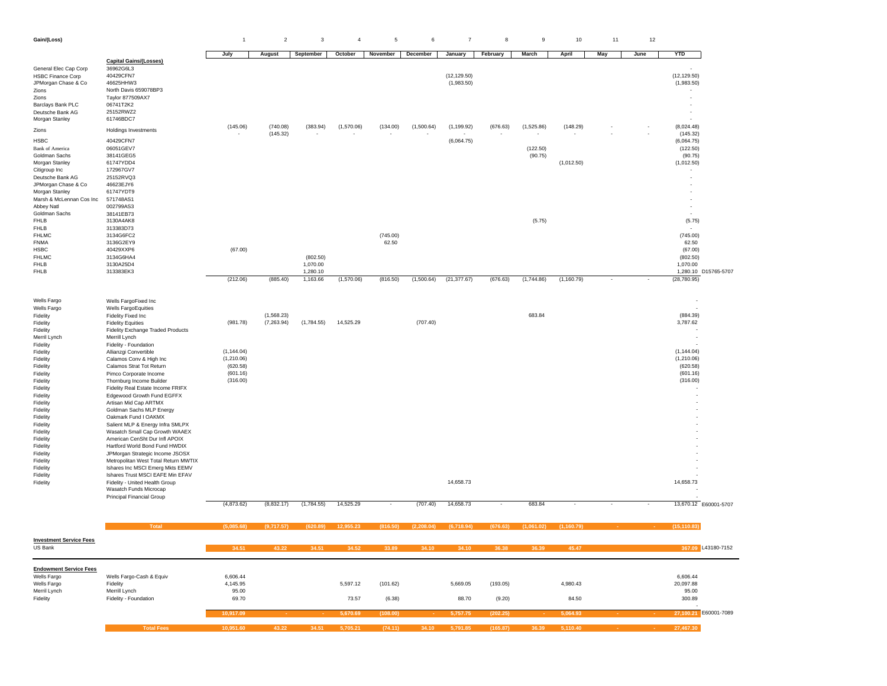| Gain/(Loss) | | 1 | 2 | 3 | 4 | 5 | 6 | 7 | 8 | 9 | 10 | 11 | 12 | | |
|---|---|---|---|---|---|---|---|---|---|---|---|---|---|---|---|
| | | July | August | September | October | November | December | January | February | March | April | May | June | YTD | |
| | **Capital Gains/(Losses)** | | | | | | | | | | | | | | |
| General Elec Cap Corp | 36962G6L3 | | | | | | | | | | | | | - | |
| HSBC Finance Corp | 40429CFN7 | | | | | | | (12,129.50) | | | | | | (12,129.50) | |
| JPMorgan Chase & Co | 46625HHW3 | | | | | | | (1,983.50) | | | | | | (1,983.50) | |
| Zions | North Davis 659078BP3 | | | | | | | | | | | | | - | |
| Zions | Taylor 877509AX7 | | | | | | | | | | | | | - | |
| Barclays Bank PLC | 06741T2K2 | | | | | | | | | | | | | - | |
| Deutsche Bank AG | 25152RWZ2 | | | | | | | | | | | | | - | |
| Morgan Stanley | 61746BDC7 | | | | | | | | | | | | | - | |
| Zions | Holdings Investments | (145.06) | (740.08) | (383.94) | (1,570.06) | (134.00) | (1,500.64) | (1,199.92) | (676.63) | (1,525.86) | (148.29) | - | - | (8,024.48) | |
| | | - | (145.32) | - | - | - | - | - | - | - | - | - | - | (145.32) | |
| HSBC | 40429CFN7 | | | | | | | (6,064.75) | | | | | | (6,064.75) | |
| Bank of America | 06051GEV7 | | | | | | | | | (122.50) | | | | (122.50) | |
| Goldman Sachs | 38141GEG5 | | | | | | | | | (90.75) | | | | (90.75) | |
| Morgan Stanley | 61747YDD4 | | | | | | | | | | (1,012.50) | | | (1,012.50) | |
| Citigroup Inc | 172967GV7 | | | | | | | | | | | | | - | |
| Deutsche Bank AG | 25152RVQ3 | | | | | | | | | | | | | - | |
| JPMorgan Chase & Co | 46623EJY6 | | | | | | | | | | | | | - | |
| Morgan Stanley | 61747YDT9 | | | | | | | | | | | | | - | |
| Marsh & McLennan Cos Inc | 571748AS1 | | | | | | | | | | | | | - | |
| Abbey Natl | 002799AS3 | | | | | | | | | | | | | - | |
| Goldman Sachs | 38141EB73 | | | | | | | | | | | | | - | |
| FHLB | 3130A4AK8 | | | | | | | | | (5.75) | | | | (5.75) | |
| FHLB | 313383D73 | | | | | | | | | | | | | - | |
| FHLMC | 3134G6FC2 | | | | | (745.00) | | | | | | | | (745.00) | |
| FNMA | 3136G2EY9 | | | | | 62.50 | | | | | | | | 62.50 | |
| HSBC | 40429XXP6 | (67.00) | | | | | | | | | | | | (67.00) | |
| FHLMC | 3134G6HA4 | | | (802.50) | | | | | | | | | | (802.50) | |
| FHLB | 3130A25D4 | | | 1,070.00 | | | | | | | | | | 1,070.00 | |
| FHLB | 313383EK3 | | | 1,280.10 | | | | | | | | | | 1,280.10 | D15765-5707 |
| | | (212.06) | (885.40) | 1,163.66 | (1,570.06) | (816.50) | (1,500.64) | (21,377.67) | (676.63) | (1,744.86) | (1,160.79) | - | - | (28,780.95) | |
| Wells Fargo | Wells FargoFixed Inc | | | | | | | | | | | | | - | |
| Wells Fargo | Wells FargoEquities | | | | | | | | | | | | | - | |
| Fidelity | Fidelity Fixed Inc | | (1,568.23) | | | | | | | 683.84 | | | | (884.39) | |
| Fidelity | Fidelity Equities | (981.78) | (7,263.94) | (1,784.55) | 14,525.29 | | (707.40) | | | | | | | 3,787.62 | |
| Fidelity | Fidelity Exchange Traded Products | | | | | | | | | | | | | - | |
| Merril Lynch | Merrill Lynch | | | | | | | | | | | | | - | |
| Fidelity | Fidelity - Foundation | | | | | | | | | | | | | - | |
| Fidelity | Allianzgi Convertible | (1,144.04) | | | | | | | | | | | | (1,144.04) | |
| Fidelity | Calamos Conv & High Inc | (1,210.06) | | | | | | | | | | | | (1,210.06) | |
| Fidelity | Calamos Strat Tot Return | (620.58) | | | | | | | | | | | | (620.58) | |
| Fidelity | Pimco Corporate Income | (601.16) | | | | | | | | | | | | (601.16) | |
| Fidelity | Thornburg Income Builder | (316.00) | | | | | | | | | | | | (316.00) | |
| Fidelity | Fidelity Real Estate Income FRIFX | | | | | | | | | | | | | - | |
| Fidelity | Edgewood Growth Fund EGFFX | | | | | | | | | | | | | - | |
| Fidelity | Artisan Mid Cap ARTMX | | | | | | | | | | | | | - | |
| Fidelity | Goldman Sachs MLP Energy | | | | | | | | | | | | | - | |
| Fidelity | Oakmark Fund I OAKMX | | | | | | | | | | | | | - | |
| Fidelity | Salient MLP & Energy Infra SMLPX | | | | | | | | | | | | | - | |
| Fidelity | Wasatch Small Cap Growth WAAEX | | | | | | | | | | | | | - | |
| Fidelity | American CenSht Dur Infl APOIX | | | | | | | | | | | | | - | |
| Fidelity | Hartford World Bond Fund HWDIX | | | | | | | | | | | | | - | |
| Fidelity | JPMorgan Strategic Income JSOSX | | | | | | | | | | | | | - | |
| Fidelity | Metropolitan West Total Return MWTIX | | | | | | | | | | | | | - | |
| Fidelity | Ishares Inc MSCI Emerg Mkts EEMV | | | | | | | | | | | | | - | |
| Fidelity | Ishares Trust MSCI EAFE Min EFAV | | | | | | | | | | | | | - | |
| Fidelity | Fidelity - United Health Group | | | | | | | 14,658.73 | | | | | | 14,658.73 | |
| | Wasatch Funds Microcap | | | | | | | | | | | | | - | |
| | Principal Financial Group | | | | | | | | | | | | | - | |
| | | (4,873.62) | (8,832.17) | (1,784.55) | 14,525.29 | - | (707.40) | 14,658.73 | - | 683.84 | - | - | - | 13,670.12 | E60001-5707 |
| | **Total** | (5,085.68) | (9,717.57) | (620.89) | 12,955.23 | (816.50) | (2,208.04) | (6,718.94) | (676.63) | (1,061.02) | (1,160.79) | - | - | (15,110.83) | |
| **Investment Service Fees** | | | | | | | | | | | | | | | |
| US Bank | | 34.51 | 43.22 | 34.51 | 34.52 | 33.89 | 34.10 | 34.10 | 36.38 | 36.39 | 45.47 | | | 367.09 | L43180-7152 |
| **Endowment Service Fees** | | | | | | | | | | | | | | | |
| Wells Fargo | Wells Fargo-Cash & Equiv | 6,606.44 | | | | | | | | | | | | 6,606.44 | |
| Wells Fargo | Fidelity | 4,145.95 | | | 5,597.12 | (101.62) | | 5,669.05 | (193.05) | | 4,980.43 | | | 20,097.88 | |
| Merril Lynch | Merrill Lynch | 95.00 | | | | | | | | | | | | 95.00 | |
| Fidelity | Fidelity - Foundation | 69.70 | | | 73.57 | (6.38) | | 88.70 | (9.20) | | 84.50 | | | 300.89 | |
| | | 10,917.09 | - | - | 5,670.69 | (108.00) | - | 5,757.75 | (202.25) | - | 5,064.93 | - | - | 27,100.21 | E60001-7089 |
| | **Total Fees** | 10,951.60 | 43.22 | 34.51 | 5,705.21 | (74.11) | 34.10 | 5,791.85 | (165.87) | 36.39 | 5,110.40 | - | - | 27,467.30 | |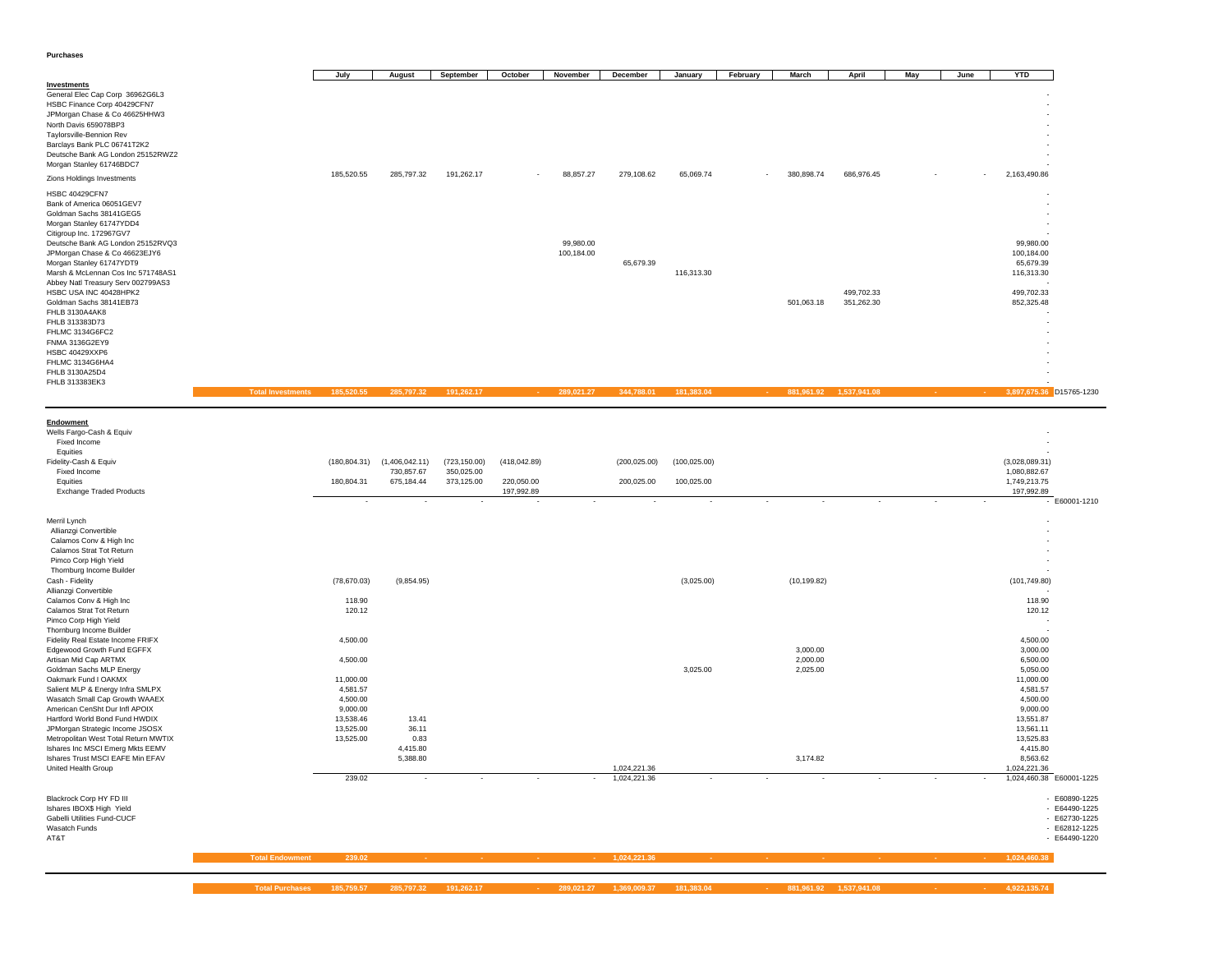**Purchases**

| | July | August | September | October | November | December | January | February | March | April | May | June | YTD | |
|---|---|---|---|---|---|---|---|---|---|---|---|---|---|---|
| **Investments** | | | | | | | | | | | | | | |
| General Elec Cap Corp 36962G6L3 | | | | | | | | | | | | | - | |
| HSBC Finance Corp 40429CFN7 | | | | | | | | | | | | | - | |
| JPMorgan Chase & Co 46625HHW3 | | | | | | | | | | | | | - | |
| North Davis 659078BP3 | | | | | | | | | | | | | - | |
| Taylorsville-Bennion Rev | | | | | | | | | | | | | - | |
| Barclays Bank PLC 06741T2K2 | | | | | | | | | | | | | - | |
| Deutsche Bank AG London 25152RWZ2 | | | | | | | | | | | | | - | |
| Morgan Stanley 61746BDC7 | | | | | | | | | | | | | - | |
| Zions Holdings Investments | 185,520.55 | 285,797.32 | 191,262.17 | - | 88,857.27 | 279,108.62 | 65,069.74 | - | 380,898.74 | 686,976.45 | - | - | 2,163,490.86 | |
| HSBC 40429CFN7 | | | | | | | | | | | | | - | |
| Bank of America 06051GEV7 | | | | | | | | | | | | | - | |
| Goldman Sachs 38141GEG5 | | | | | | | | | | | | | - | |
| Morgan Stanley 61747YDD4 | | | | | | | | | | | | | - | |
| Citigroup Inc. 172967GV7 | | | | | | | | | | | | | - | |
| Deutsche Bank AG London 25152RVQ3 | | | | | 99,980.00 | | | | | | | | 99,980.00 | |
| JPMorgan Chase & Co 46623EJY6 | | | | | 100,184.00 | | | | | | | | 100,184.00 | |
| Morgan Stanley 61747YDT9 | | | | | | 65,679.39 | | | | | | | 65,679.39 | |
| Marsh & McLennan Cos Inc 571748AS1 | | | | | | | 116,313.30 | | | | | | 116,313.30 | |
| Abbey Natl Treasury Serv 002799AS3 | | | | | | | | | | | | | - | |
| HSBC USA INC 40428HPK2 | | | | | | | | | | 499,702.33 | | | 499,702.33 | |
| Goldman Sachs 38141EB73 | | | | | | | | | 501,063.18 | 351,262.30 | | | 852,325.48 | |
| FHLB 3130A4AK8 | | | | | | | | | | | | | - | |
| FHLB 313383D73 | | | | | | | | | | | | | - | |
| FHLMC 3134G6FC2 | | | | | | | | | | | | | - | |
| FNMA 3136G2EY9 | | | | | | | | | | | | | - | |
| HSBC 40429XXP6 | | | | | | | | | | | | | - | |
| FHLMC 3134G6HA4 | | | | | | | | | | | | | - | |
| FHLB 3130A25D4 | | | | | | | | | | | | | - | |
| FHLB 313383EK3 | | | | | | | | | | | | | - | |
| **Total Investments** | 185,520.55 | 285,797.32 | 191,262.17 | - | 289,021.27 | 344,788.01 | 181,383.04 | - | 881,961.92 | 1,537,941.08 | - | - | 3,897,675.36 | D15765-1230 |
| **Endowment** | | | | | | | | | | | | | | |
| Wells Fargo-Cash & Equiv | | | | | | | | | | | | | - | |
| Fixed Income | | | | | | | | | | | | | - | |
| Equities | | | | | | | | | | | | | - | |
| Fidelity-Cash & Equiv | (180,804.31) | (1,406,042.11) | (723,150.00) | (418,042.89) | | (200,025.00) | (100,025.00) | | | | | | (3,028,089.31) | |
| Fixed Income | | 730,857.67 | 350,025.00 | | | | | | | | | | 1,080,882.67 | |
| Equities | 180,804.31 | 675,184.44 | 373,125.00 | 220,050.00 | | 200,025.00 | 100,025.00 | | | | | | 1,749,213.75 | |
| Exchange Traded Products | | | | 197,992.89 | | | | | | | | | 197,992.89 | |
| | - | - | - | - | - | - | - | - | - | - | - | - | - | E60001-1210 |
| Merril Lynch | | | | | | | | | | | | | - | |
| Allianzgi Convertible | | | | | | | | | | | | | - | |
| Calamos Conv & High Inc | | | | | | | | | | | | | - | |
| Calamos Strat Tot Return | | | | | | | | | | | | | - | |
| Pimco Corp High Yield | | | | | | | | | | | | | - | |
| Thornburg Income Builder | | | | | | | | | | | | | - | |
| Cash - Fidelity | (78,670.03) | (9,854.95) | | | | | (3,025.00) | | (10,199.82) | | | | (101,749.80) | |
| Allianzgi Convertible | | | | | | | | | | | | | - | |
| Calamos Conv & High Inc | 118.90 | | | | | | | | | | | | 118.90 | |
| Calamos Strat Tot Return | 120.12 | | | | | | | | | | | | 120.12 | |
| Pimco Corp High Yield | | | | | | | | | | | | | - | |
| Thornburg Income Builder | | | | | | | | | | | | | - | |
| Fidelity Real Estate Income FRIFX | 4,500.00 | | | | | | | | | | | | 4,500.00 | |
| Edgewood Growth Fund EGFFX | | | | | | | | | 3,000.00 | | | | 3,000.00 | |
| Artisan Mid Cap ARTMX | 4,500.00 | | | | | | | | 2,000.00 | | | | 6,500.00 | |
| Goldman Sachs MLP Energy | | | | | | | 3,025.00 | | 2,025.00 | | | | 5,050.00 | |
| Oakmark Fund I OAKMX | 11,000.00 | | | | | | | | | | | | 11,000.00 | |
| Salient MLP & Energy Infra SMLPX | 4,581.57 | | | | | | | | | | | | 4,581.57 | |
| Wasatch Small Cap Growth WAAEX | 4,500.00 | | | | | | | | | | | | 4,500.00 | |
| American CenSht Dur Infl APOIX | 9,000.00 | | | | | | | | | | | | 9,000.00 | |
| Hartford World Bond Fund HWDIX | 13,538.46 | 13.41 | | | | | | | | | | | 13,551.87 | |
| JPMorgan Strategic Income JSOSX | 13,525.00 | 36.11 | | | | | | | | | | | 13,561.11 | |
| Metropolitan West Total Return MWTIX | 13,525.00 | 0.83 | | | | | | | | | | | 13,525.83 | |
| Ishares Inc MSCI Emerg Mkts EEMV | | 4,415.80 | | | | | | | | | | | 4,415.80 | |
| Ishares Trust MSCI EAFE Min EFAV | | 5,388.80 | | | | | | | 3,174.82 | | | | 8,563.62 | |
| United Health Group | | | | | | 1,024,221.36 | | | | | | | 1,024,221.36 | |
| | 239.02 | - | - | - | - | 1,024,221.36 | - | - | - | - | - | - | 1,024,460.38 | E60001-1225 |
| Blackrock Corp HY FD III | | | | | | | | | | | | | - | E60890-1225 |
| Ishares IBOX$ High Yield | | | | | | | | | | | | | - | E64490-1225 |
| Gabelli Utilities Fund-CUCF | | | | | | | | | | | | | - | E62730-1225 |
| Wasatch Funds | | | | | | | | | | | | | - | E62812-1225 |
| AT&T | | | | | | | | | | | | | - | E64490-1220 |
| **Total Endowment** | 239.02 | - | - | - | - | 1,024,221.36 | - | - | - | - | - | - | 1,024,460.38 | |
| **Total Purchases** | 185,759.57 | 285,797.32 | 191,262.17 | - | 289,021.27 | 1,369,009.37 | 181,383.04 | - | 881,961.92 | 1,537,941.08 | - | - | 4,922,135.74 | |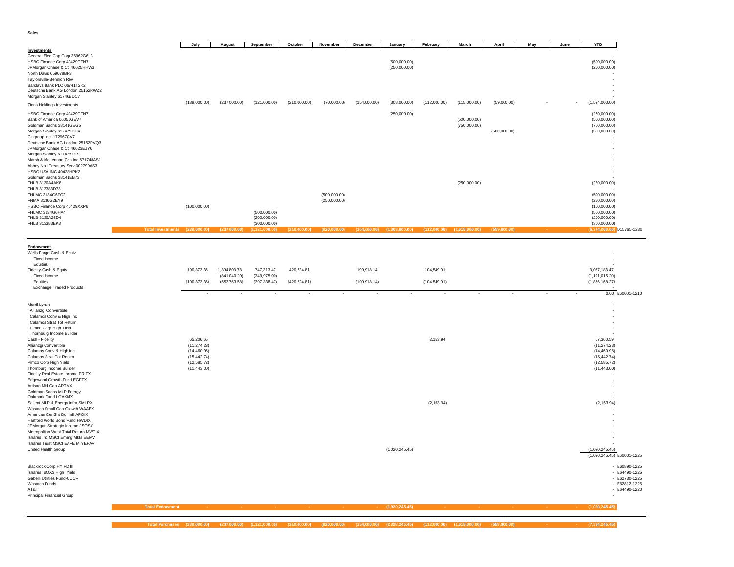**Sales**

| | July | August | September | October | November | December | January | February | March | April | May | June | YTD | |
|---|---|---|---|---|---|---|---|---|---|---|---|---|---|---|
| **Investments** | | | | | | | | | | | | | | |
| General Elec Cap Corp 36962G6L3 | | | | | | | | | | | | | - | |
| HSBC Finance Corp 40429CFN7 | | | | | | | (500,000.00) | | | | | | (500,000.00) | |
| JPMorgan Chase & Co 46625HHW3 | | | | | | | (250,000.00) | | | | | | (250,000.00) | |
| North Davis 659078BP3 | | | | | | | | | | | | | - | |
| Taylorsville-Bennion Rev | | | | | | | | | | | | | - | |
| Barclays Bank PLC 06741T2K2 | | | | | | | | | | | | | - | |
| Deutsche Bank AG London 25152RWZ2 | | | | | | | | | | | | | - | |
| Morgan Stanley 61746BDC7 | | | | | | | | | | | | | - | |
| Zions Holdings Investments | (138,000.00) | (237,000.00) | (121,000.00) | (210,000.00) | (70,000.00) | (154,000.00) | (308,000.00) | (112,000.00) | (115,000.00) | (59,000.00) | - | - | (1,524,000.00) | |
| HSBC Finance Corp 40429CFN7 | | | | | | | (250,000.00) | | | | | | (250,000.00) | |
| Bank of America 06051GEV7 | | | | | | | | | (500,000.00) | | | | (500,000.00) | |
| Goldman Sachs 38141GEG5 | | | | | | | | | (750,000.00) | | | | (750,000.00) | |
| Morgan Stanley 61747YDD4 | | | | | | | | | | (500,000.00) | | | (500,000.00) | |
| Citigroup Inc. 172967GV7 | | | | | | | | | | | | | - | |
| Deutsche Bank AG London 25152RVQ3 | | | | | | | | | | | | | - | |
| JPMorgan Chase & Co 46623EJY6 | | | | | | | | | | | | | - | |
| Morgan Stanley 61747YDT9 | | | | | | | | | | | | | - | |
| Marsh & McLennan Cos Inc 571748AS1 | | | | | | | | | | | | | - | |
| Abbey Natl Treasury Serv 002799AS3 | | | | | | | | | | | | | - | |
| HSBC USA INC 40428HPK2 | | | | | | | | | | | | | - | |
| Goldman Sachs 38141EB73 | | | | | | | | | | | | | - | |
| FHLB 3130A4AK8 | | | | | | | | | (250,000.00) | | | | (250,000.00) | |
| FHLB 313383D73 | | | | | | | | | | | | | - | |
| FHLMC 3134G6FC2 | | | | | (500,000.00) | | | | | | | | (500,000.00) | |
| FNMA 3136G2EY9 | | | | | (250,000.00) | | | | | | | | (250,000.00) | |
| HSBC Finance Corp 40429XXP6 | (100,000.00) | | | | | | | | | | | | (100,000.00) | |
| FHLMC 3134G6HA4 | | | (500,000.00) | | | | | | | | | | (500,000.00) | |
| FHLB 3130A25D4 | | | (200,000.00) | | | | | | | | | | (200,000.00) | |
| FHLB 313383EK3 | | | (300,000.00) | | | | | | | | | | (300,000.00) | |
| **Total Investments** | (238,000.00) | (237,000.00) | (1,121,000.00) | (210,000.00) | (820,000.00) | (154,000.00) | (1,308,000.00) | (112,000.00) | (1,615,000.00) | (559,000.00) | - | - | (6,374,000.00) | D15765-1230 |
| **Endowment** | | | | | | | | | | | | | | |
| Wells Fargo-Cash & Equiv | | | | | | | | | | | | | - | |
| Fixed Income | | | | | | | | | | | | | - | |
| Equities | | | | | | | | | | | | | - | |
| Fidelity-Cash & Equiv | 190,373.36 | 1,394,803.78 | 747,313.47 | 420,224.81 | | 199,918.14 | | 104,549.91 | | | | | 3,057,183.47 | |
| Fixed Income | | (841,040.20) | (349,975.00) | | | | | | | | | | (1,191,015.20) | |
| Equities | (190,373.36) | (553,763.58) | (397,338.47) | (420,224.81) | | (199,918.14) | | (104,549.91) | | | | | (1,866,168.27) | |
| Exchange Traded Products | | | | | | | | | | | | | - | |
| | - | - | - | - | - | - | - | - | - | - | - | - | 0.00 | E60001-1210 |
| Merril Lynch | | | | | | | | | | | | | - | |
| Allianzgi Convertible | | | | | | | | | | | | | - | |
| Calamos Conv & High Inc | | | | | | | | | | | | | - | |
| Calamos Strat Tot Return | | | | | | | | | | | | | - | |
| Pimco Corp High Yield | | | | | | | | | | | | | - | |
| Thornburg Income Builder | | | | | | | | | | | | | - | |
| Cash - Fidelity | 65,206.65 | | | | | | | 2,153.94 | | | | | 67,360.59 | |
| Allianzgi Convertible | (11,274.23) | | | | | | | | | | | | (11,274.23) | |
| Calamos Conv & High Inc | (14,460.96) | | | | | | | | | | | | (14,460.96) | |
| Calamos Strat Tot Return | (15,442.74) | | | | | | | | | | | | (15,442.74) | |
| Pimco Corp High Yield | (12,585.72) | | | | | | | | | | | | (12,585.72) | |
| Thornburg Income Builder | (11,443.00) | | | | | | | | | | | | (11,443.00) | |
| Fidelity Real Estate Income FRIFX | | | | | | | | | | | | | - | |
| Edgewood Growth Fund EGFFX | | | | | | | | | | | | | - | |
| Artisan Mid Cap ARTMX | | | | | | | | | | | | | - | |
| Goldman Sachs MLP Energy | | | | | | | | | | | | | - | |
| Oakmark Fund I OAKMX | | | | | | | | | | | | | - | |
| Salient MLP & Energy Infra SMLPX | | | | | | | | (2,153.94) | | | | | (2,153.94) | |
| Wasatch Small Cap Growth WAAEX | | | | | | | | | | | | | - | |
| American CenSht Dur Infl APOIX | | | | | | | | | | | | | - | |
| Hartford World Bond Fund HWDIX | | | | | | | | | | | | | - | |
| JPMorgan Strategic Income JSOSX | | | | | | | | | | | | | - | |
| Metropolitan West Total Return MWTIX | | | | | | | | | | | | | - | |
| Ishares Inc MSCI Emerg Mkts EEMV | | | | | | | | | | | | | - | |
| Ishares Trust MSCI EAFE Min EFAV | | | | | | | | | | | | | - | |
| United Health Group | | | | | | | (1,020,245.45) | | | | | | (1,020,245.45) | |
| | | | | | | | | | | | | | (1,020,245.45) | E60001-1225 |
| Blackrock Corp HY FD III | | | | | | | | | | | | | - | E60890-1225 |
| Ishares IBOX$ High Yield | | | | | | | | | | | | | - | E64490-1225 |
| Gabelli Utilities Fund-CUCF | | | | | | | | | | | | | - | E62730-1225 |
| Wasatch Funds | | | | | | | | | | | | | - | E62812-1225 |
| AT&T | | | | | | | | | | | | | - | E64490-1220 |
| Principal Financial Group | | | | | | | | | | | | | - | |
| **Total Endowment** | - | - | - | - | - | - | (1,020,245.45) | - | - | - | - | - | (1,020,245.45) | |
| **Total Purchases** | (238,000.00) | (237,000.00) | (1,121,000.00) | (210,000.00) | (820,000.00) | (154,000.00) | (2,328,245.45) | (112,000.00) | (1,615,000.00) | (559,000.00) | - | - | (7,394,245.45) | |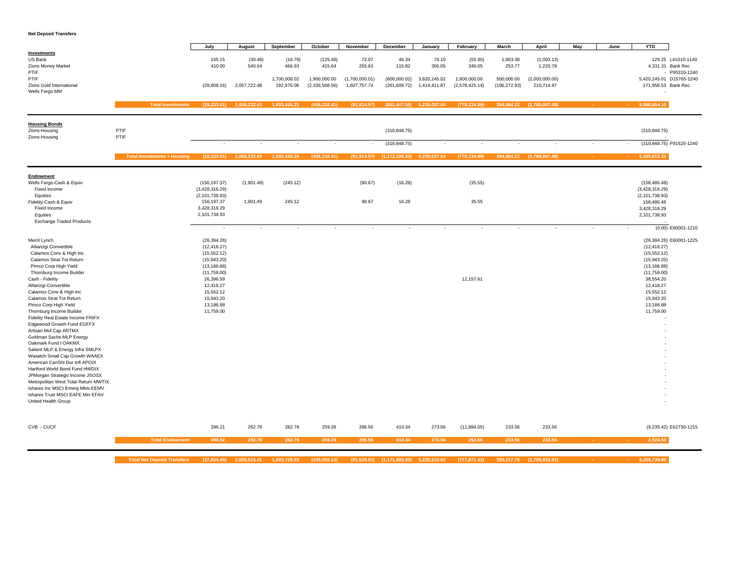**Net Deposit Transfers**

| | | July | August | September | October | November | December | January | February | March | April | May | June | YTD | |
|---|---|---|---|---|---|---|---|---|---|---|---|---|---|---|---|
| **Investments** | | | | | | | | | | | | | | | |
| US Bank | | 165.15 | (30.49) | (16.78) | (125.49) | 72.07 | 46.34 | 74.10 | (55.90) | 1,003.38 | (1,003.13) | | | 129.25 | L41010-1140 |
| Zions Money Market | | 410.00 | 540.64 | 466.93 | 415.64 | 255.63 | 115.82 | 306.05 | 346.05 | 253.77 | 1,220.78 | | | 4,331.31 | Bank Rec |
| PTIF | | | | | | | | | | | | | | - | P95310-1240 |
| PTIF | | | | 1,700,000.02 | 1,900,000.00 | (1,700,000.01) | (600,000.02) | 3,820,245.02 | 1,800,000.00 | 500,000.00 | (2,000,000.00) | | | 5,420,245.01 | D15765-1240 |
| Zions Gold International | | (28,808.16) | 2,057,722.48 | 192,976.08 | (2,336,508.56) | 1,607,757.74 | (261,609.72) | 1,414,411.87 | (2,578,425.14) | (106,272.93) | 210,714.87 | | | 171,958.53 | Bank Rec |
| Wells Fargo MM | | | | | | | | | | | | | | - | |
| | **Total Investments** | (28,233.01) | 2,058,232.63 | 1,893,426.25 | (436,218.41) | (91,914.57) | (861,447.58) | 5,235,037.04 | (778,134.99) | 394,984.22 | (1,789,067.48) | - | - | 5,596,664.10 | |
| **Housing Bonds** | | | | | | | | | | | | | | | |
| Zions-Housing | PTIF | | | | | | (310,848.75) | | | | | | | (310,848.75) | |
| Zions-Housing | PTIF | | | | | | | | | | | | | - | |
| | | - | - | - | - | - | (310,848.75) | - | - | - | - | - | - | (310,848.75) | P91620-1240 |
| | **Total Investments + Housing** | (28,233.01) | 2,058,232.63 | 1,893,426.25 | (436,218.41) | (91,914.57) | (1,172,296.33) | 5,235,037.04 | (778,134.99) | 394,984.22 | (1,789,067.48) | - | - | 5,285,815.35 | |
| **Endowment** | | | | | | | | | | | | | | | |
| Wells Fargo-Cash & Equiv | | (156,197.37) | (1,901.49) | (245.12) | | (90.67) | (16.28) | | (35.55) | | | | | (158,486.48) | |
| Fixed Income | | (3,428,316.29) | | | | | | | | | | | | (3,428,316.29) | |
| Equities | | (2,101,738.93) | | | | | | | | | | | | (2,101,738.93) | |
| Fidelity-Cash & Equiv | | 156,197.37 | 1,901.49 | 245.12 | | 90.67 | 16.28 | | 35.55 | | | | | 158,486.48 | |
| Fixed Income | | 3,428,316.29 | | | | | | | | | | | | 3,428,316.29 | |
| Equities | | 2,101,738.93 | | | | | | | | | | | | 2,101,738.93 | |
| Exchange Traded Products | | | | | | | | | | | | | | - | |
| | | - | - | - | - | - | - | - | - | - | - | - | - | (0.00) | E60001-1210 |
| Merril Lynch | | (26,394.28) | | | | | | | | | | | | (26,394.28) | E60001-1225 |
| Allianzgi Convertible | | (12,418.27) | | | | | | | | | | | | (12,418.27) | |
| Calamos Conv & High Inc | | (15,552.12) | | | | | | | | | | | | (15,552.12) | |
| Calamos Strat Tot Return | | (15,943.20) | | | | | | | | | | | | (15,943.20) | |
| Pimco Corp High Yield | | (13,186.88) | | | | | | | | | | | | (13,186.88) | |
| Thornburg Income Builder | | (11,759.00) | | | | | | | | | | | | (11,759.00) | |
| Cash - Fidelity | | 26,396.59 | | | | | | | 12,157.61 | | | | | 38,554.20 | |
| Allianzgi Convertible | | 12,418.27 | | | | | | | | | | | | 12,418.27 | |
| Calamos Conv & High Inc | | 15,552.12 | | | | | | | | | | | | 15,552.12 | |
| Calamos Strat Tot Return | | 15,943.20 | | | | | | | | | | | | 15,943.20 | |
| Pimco Corp High Yield | | 13,186.88 | | | | | | | | | | | | 13,186.88 | |
| Thornburg Income Builder | | 11,759.00 | | | | | | | | | | | | 11,759.00 | |
| Fidelity Real Estate Income FRIFX | | | | | | | | | | | | | | - | |
| Edgewood Growth Fund EGFFX | | | | | | | | | | | | | | - | |
| Artisan Mid Cap ARTMX | | | | | | | | | | | | | | - | |
| Goldman Sachs MLP Energy | | | | | | | | | | | | | | - | |
| Oakmark Fund I OAKMX | | | | | | | | | | | | | | - | |
| Salient MLP & Energy Infra SMLPX | | | | | | | | | | | | | | - | |
| Wasatch Small Cap Growth WAAEX | | | | | | | | | | | | | | - | |
| American CenSht Dur Infl APOIX | | | | | | | | | | | | | | - | |
| Hartford World Bond Fund HWDIX | | | | | | | | | | | | | | - | |
| JPMorgan Strategic Income JSOSX | | | | | | | | | | | | | | - | |
| Metropolitan West Total Return MWTIX | | | | | | | | | | | | | | - | |
| Ishares Inc MSCI Emerg Mkts EEMV | | | | | | | | | | | | | | - | |
| Ishares Trust MSCI EAFE Min EFAV | | | | | | | | | | | | | | - | |
| United Health Group | | | | | | | | | | | | | | - | |
| CVB - CUCF | | 396.21 | 282.78 | 282.78 | 259.28 | 286.56 | 410.34 | 273.56 | (11,894.05) | 233.56 | 233.56 | | | (9,235.42) | E62730-1215 |
| | **Total Endowment** | 398.52 | 282.78 | 282.78 | 259.28 | 286.56 | 410.34 | 273.56 | 263.56 | 233.56 | 233.56 | - | - | 2,924.50 | |
| | **Total Net Deposit Transfers** | (27,834.49) | 2,058,515.41 | 1,893,709.03 | (435,959.13) | (91,628.01) | (1,171,885.99) | 5,235,310.60 | (777,871.43) | 395,217.78 | (1,788,833.92) | - | - | 5,288,739.85 | |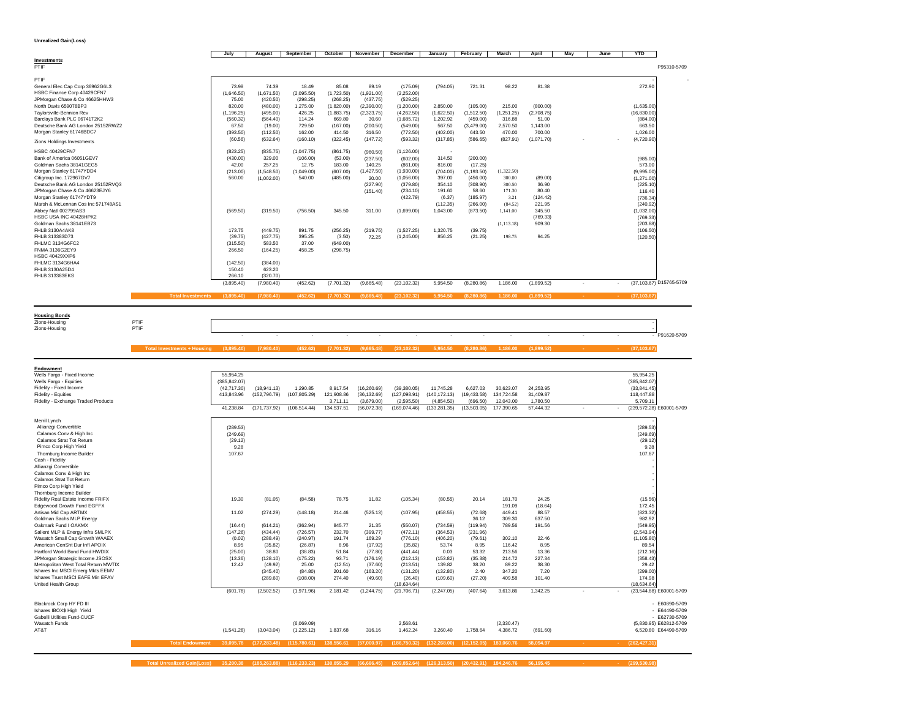**Unrealized Gain(Loss)**

| | | July | August | September | October | November | December | January | February | March | April | May | June | YTD | |
|---|---|---|---|---|---|---|---|---|---|---|---|---|---|---|---|
| **Investments** | | | | | | | | | | | | | | | |
| PTIF | | | | | | | | | | | | | | | P95310-5709 |
| PTIF | | | | | | | | | | | | | | - | - |
| General Elec Cap Corp 36962G6L3 | | 73.98 | 74.39 | 18.49 | 85.08 | 89.19 | (175.09) | (794.05) | 721.31 | 98.22 | 81.38 | | | 272.90 | |
| HSBC Finance Corp 40429CFN7 | | (1,646.50) | (1,671.50) | (2,095.50) | (1,723.50) | (1,921.00) | (2,252.00) | | | | | | | | |
| JPMorgan Chase & Co 46625HHW3 | | 75.00 | (420.50) | (298.25) | (268.25) | (437.75) | (529.25) | | | | | | | | |
| North Davis 659078BP3 | | 820.00 | (480.00) | 1,275.00 | (1,820.00) | (2,390.00) | (1,200.00) | 2,850.00 | (105.00) | 215.00 | (800.00) | | | (1,635.00) | |
| Taylorsville-Bennion Rev | | (1,196.25) | (495.00) | 426.25 | (1,883.75) | (2,323.75) | (4,262.50) | (1,622.50) | (1,512.50) | (1,251.25) | (2,708.75) | | | (16,830.00) | |
| Barclays Bank PLC 06741T2K2 | | (560.32) | (564.40) | 114.24 | 669.80 | 30.60 | (1,685.72) | 1,202.92 | (459.00) | 316.88 | 51.00 | | | (884.00) | |
| Deutsche Bank AG London 25152RWZ2 | | 67.50 | (19.00) | 729.50 | (167.00) | (200.50) | (549.00) | 567.50 | (3,479.00) | 2,570.50 | 1,143.00 | | | 663.50 | |
| Morgan Stanley 61746BDC7 | | (393.50) | (112.50) | 162.00 | 414.50 | 316.50 | (772.50) | (402.00) | 643.50 | 470.00 | 700.00 | | | 1,026.00 | |
| Zions Holdings Investments | | (60.56) | (632.64) | (160.10) | (322.45) | (147.72) | (593.32) | (317.85) | (586.65) | (827.91) | (1,071.70) | - | - | (4,720.90) | |
| HSBC 40429CFN7 | | (823.25) | (835.75) | (1,047.75) | (861.75) | (960.50) | (1,126.00) | - | | | | | | | |
| Bank of America 06051GEV7 | | (430.00) | 329.00 | (106.00) | (53.00) | (237.50) | (602.00) | 314.50 | (200.00) | | | | | (985.00) | |
| Goldman Sachs 38141GEG5 | | 42.00 | 257.25 | 12.75 | 183.00 | 140.25 | (861.00) | 816.00 | (17.25) | | | | | 573.00 | |
| Morgan Stanley 61747YDD4 | | (213.00) | (1,548.50) | (1,049.00) | (607.00) | (1,427.50) | (1,930.00) | (704.00) | (1,193.50) | (1,322.50) | | | | (9,995.00) | |
| Citigroup Inc. 172967GV7 | | 560.00 | (1,002.00) | 540.00 | (485.00) | 20.00 | (1,056.00) | 397.00 | (456.00) | 300.00 | (89.00) | | | (1,271.00) | |
| Deutsche Bank AG London 25152RVQ3 | | | | | | (227.90) | (379.80) | 354.10 | (308.90) | 300.50 | 36.90 | | | (225.10) | |
| JPMorgan Chase & Co 46623EJY6 | | | | | | (151.40) | (234.10) | 191.60 | 58.60 | 171.30 | 80.40 | | | 116.40 | |
| Morgan Stanley 61747YDT9 | | | | | | | (422.79) | (6.37) | (185.97) | 3.21 | (124.42) | | | (736.34) | |
| Marsh & McLennan Cos Inc 571748AS1 | | | | | | | | (112.35) | (266.00) | (84.52) | 221.95 | | | (240.92) | |
| Abbey Natl 002799AS3 | | (569.50) | (319.50) | (756.50) | 345.50 | 311.00 | (1,699.00) | 1,043.00 | (873.50) | 1,141.00 | 345.50 | | | (1,032.00) | |
| HSBC USA INC 40428HPK2 | | | | | | | | | | | (769.33) | | | (769.33) | |
| Goldman Sachs 38141EB73 | | | | | | | | | | (1,113.18) | 909.30 | | | (203.88) | |
| FHLB 3130A4AK8 | | 173.75 | (449.75) | 891.75 | (256.25) | (219.75) | (1,527.25) | 1,320.75 | (39.75) | | | | | (106.50) | |
| FHLB 313383D73 | | (39.75) | (427.75) | 395.25 | (3.50) | 72.25 | (1,245.00) | 856.25 | (21.25) | 198.75 | 94.25 | | | (120.50) | |
| FHLMC 3134G6FC2 | | (315.50) | 583.50 | 37.00 | (649.00) | | | | | | | | | | |
| FNMA 3136G2EY9 | | 266.50 | (164.25) | 458.25 | (298.75) | | | | | | | | | | |
| HSBC 40429XXP6 | | | | | | | | | | | | | | | |
| FHLMC 3134G6HA4 | | (142.50) | (384.00) | | | | | | | | | | | | |
| FHLB 3130A25D4 | | 150.40 | 623.20 | | | | | | | | | | | | |
| FHLB 313383EKS | | 266.10 | (320.70) | | | | | | | | | | | | |
| | | (3,895.40) | (7,980.40) | (452.62) | (7,701.32) | (9,665.48) | (23,102.32) | 5,954.50 | (8,280.86) | 1,186.00 | (1,899.52) | - | - | (37,103.67) | D15765-5709 |
| **Total Investments** | | (3,895.40) | (7,980.40) | (452.62) | (7,701.32) | (9,665.48) | (23,102.32) | 5,954.50 | (8,280.86) | 1,186.00 | (1,899.52) | - | - | (37,103.67) | |
| **Housing Bonds** | | | | | | | | | | | | | | | |
| Zions-Housing | PTIF | | | | | | | | | | | | | - | |
| Zions-Housing | PTIF | | | | | | | | | | | | | - | |
| | | - | - | - | - | - | - | - | - | - | - | - | - | - | P91620-5709 |
| **Total Investments + Housing** | | (3,895.40) | (7,980.40) | (452.62) | (7,701.32) | (9,665.48) | (23,102.32) | 5,954.50 | (8,280.86) | 1,186.00 | (1,899.52) | - | - | (37,103.67) | |
| **Endowment** | | | | | | | | | | | | | | | |
| Wells Fargo - Fixed Income | | 55,954.25 | | | | | | | | | | | | 55,954.25 | |
| Wells Fargo - Equities | | (385,842.07) | | | | | | | | | | | | (385,842.07) | |
| Fidelity - Fixed Income | | (42,717.30) | (18,941.13) | 1,290.85 | 8,917.54 | (16,260.69) | (39,380.05) | 11,745.28 | 6,627.03 | 30,623.07 | 24,253.95 | | | (33,841.45) | |
| Fidelity - Equities | | 413,843.96 | (152,796.79) | (107,805.29) | 121,908.86 | (36,132.69) | (127,098.91) | (140,172.13) | (19,433.58) | 134,724.58 | 31,409.87 | | | 118,447.88 | |
| Fidelity - Exchange Traded Products | | | | | 3,711.11 | (3,679.00) | (2,595.50) | (4,854.50) | (696.50) | 12,043.00 | 1,780.50 | | | 5,709.11 | |
| | | 41,238.84 | (171,737.92) | (106,514.44) | 134,537.51 | (56,072.38) | (169,074.46) | (133,281.35) | (13,503.05) | 177,390.65 | 57,444.32 | - | - | (239,572.28) | E60001-5709 |
| Merril Lynch | | | | | | | | | | | | | | - | |
| Allianzgi Convertible | | (289.53) | | | | | | | | | | | | (289.53) | |
| Calamos Conv & High Inc | | (249.69) | | | | | | | | | | | | (249.69) | |
| Calamos Strat Tot Return | | (29.12) | | | | | | | | | | | | (29.12) | |
| Pimco Corp High Yield | | 9.28 | | | | | | | | | | | | 9.28 | |
| Thornburg Income Builder | | 107.67 | | | | | | | | | | | | 107.67 | |
| Cash - Fidelity | | | | | | | | | | | | | | - | |
| Allianzgi Convertible | | | | | | | | | | | | | | - | |
| Calamos Conv & High Inc | | | | | | | | | | | | | | - | |
| Calamos Strat Tot Return | | | | | | | | | | | | | | - | |
| Pimco Corp High Yield | | | | | | | | | | | | | | - | |
| Thornburg Income Builder | | | | | | | | | | | | | | - | |
| Fidelity Real Estate Income FRIFX | | 19.30 | (81.05) | (84.58) | 78.75 | 11.82 | (105.34) | (80.55) | 20.14 | 181.70 | 24.25 | | | (15.56) | |
| Edgewood Growth Fund EGFFX | | | | | | | | | | 191.09 | (18.64) | | | 172.45 | |
| Artisan Mid Cap ARTMX | | 11.02 | (274.29) | (148.18) | 214.46 | (525.13) | (107.95) | (458.55) | (72.68) | 449.41 | 88.57 | | | (823.32) | |
| Goldman Sachs MLP Energy | | | | | | | | | 36.12 | 309.30 | 637.50 | | | 982.92 | |
| Oakmark Fund I OAKMX | | (16.44) | (614.21) | (362.94) | 845.77 | 21.35 | (550.07) | (734.59) | (119.94) | 789.56 | 191.56 | | | (549.95) | |
| Salient MLP & Energy Infra SMLPX | | (147.26) | (434.44) | (726.57) | 232.70 | (399.77) | (472.11) | (364.53) | (231.96) | | | | | (2,543.94) | |
| Wasatch Small Cap Growth WAAEX | | (0.02) | (288.49) | (240.97) | 191.74 | 169.29 | (776.10) | (406.20) | (79.61) | 302.10 | 22.46 | | | (1,105.80) | |
| American CenSht Dur Infl APOIX | | 8.95 | (35.82) | (26.87) | 8.96 | (17.92) | (35.82) | 53.74 | 8.95 | 116.42 | 8.95 | | | 89.54 | |
| Hartford World Bond Fund HWDIX | | (25.00) | 38.80 | (38.83) | 51.84 | (77.80) | (441.44) | 0.03 | 53.32 | 213.56 | 13.36 | | | (212.16) | |
| JPMorgan Strategic Income JSOSX | | (13.36) | (128.10) | (175.22) | 93.71 | (176.19) | (212.13) | (153.82) | (35.38) | 214.72 | 227.34 | | | (358.43) | |
| Metropolitan West Total Return MWTIX | | 12.42 | (49.92) | 25.00 | (12.51) | (37.60) | (213.51) | 139.82 | 38.20 | 89.22 | 38.30 | | | 29.42 | |
| Ishares Inc MSCI Emerg Mkts EEMV | | | (345.40) | (84.80) | 201.60 | (163.20) | (131.20) | (132.80) | 2.40 | 347.20 | 7.20 | | | (299.00) | |
| Ishares Trust MSCI EAFE Min EFAV | | | (289.60) | (108.00) | 274.40 | (49.60) | (26.40) | (109.60) | (27.20) | 409.58 | 101.40 | | | 174.98 | |
| United Health Group | | | | | | | (18,634.64) | | | | | | | (18,634.64) | |
| | | (601.78) | (2,502.52) | (1,971.96) | 2,181.42 | (1,244.75) | (21,706.71) | (2,247.05) | (407.64) | 3,613.86 | 1,342.25 | - | - | (23,544.88) | E60001-5709 |
| Blackrock Corp HY FD III | | | | | | | | | | | | | | - | E60890-5709 |
| Ishares IBOX$ High Yield | | | | | | | | | | | | | | - | E64490-5709 |
| Gabelli Utilities Fund-CUCF | | | | | | | | | | | | | | - | E62730-5709 |
| Wasatch Funds | | | | (6,069.09) | | | 2,568.61 | | | (2,330.47) | | | | (5,830.95) | E62812-5709 |
| AT&T | | (1,541.28) | (3,043.04) | (1,225.12) | 1,837.68 | 316.16 | 1,462.24 | 3,260.40 | 1,758.64 | 4,386.72 | (691.60) | | | 6,520.80 | E64490-5709 |
| **Total Endowment** | | 39,095.78 | (177,283.48) | (115,780.61) | 138,556.61 | (57,000.97) | (186,750.32) | (132,268.00) | (12,152.05) | 183,060.76 | 58,094.97 | - | - | (262,427.31) | |
| **Total Unrealized Gain(Loss)** | | 35,200.38 | (185,263.88) | (116,233.23) | 130,855.29 | (66,666.45) | (209,852.64) | (126,313.50) | (20,432.91) | 184,246.76 | 56,195.45 | - | - | (299,530.98) | |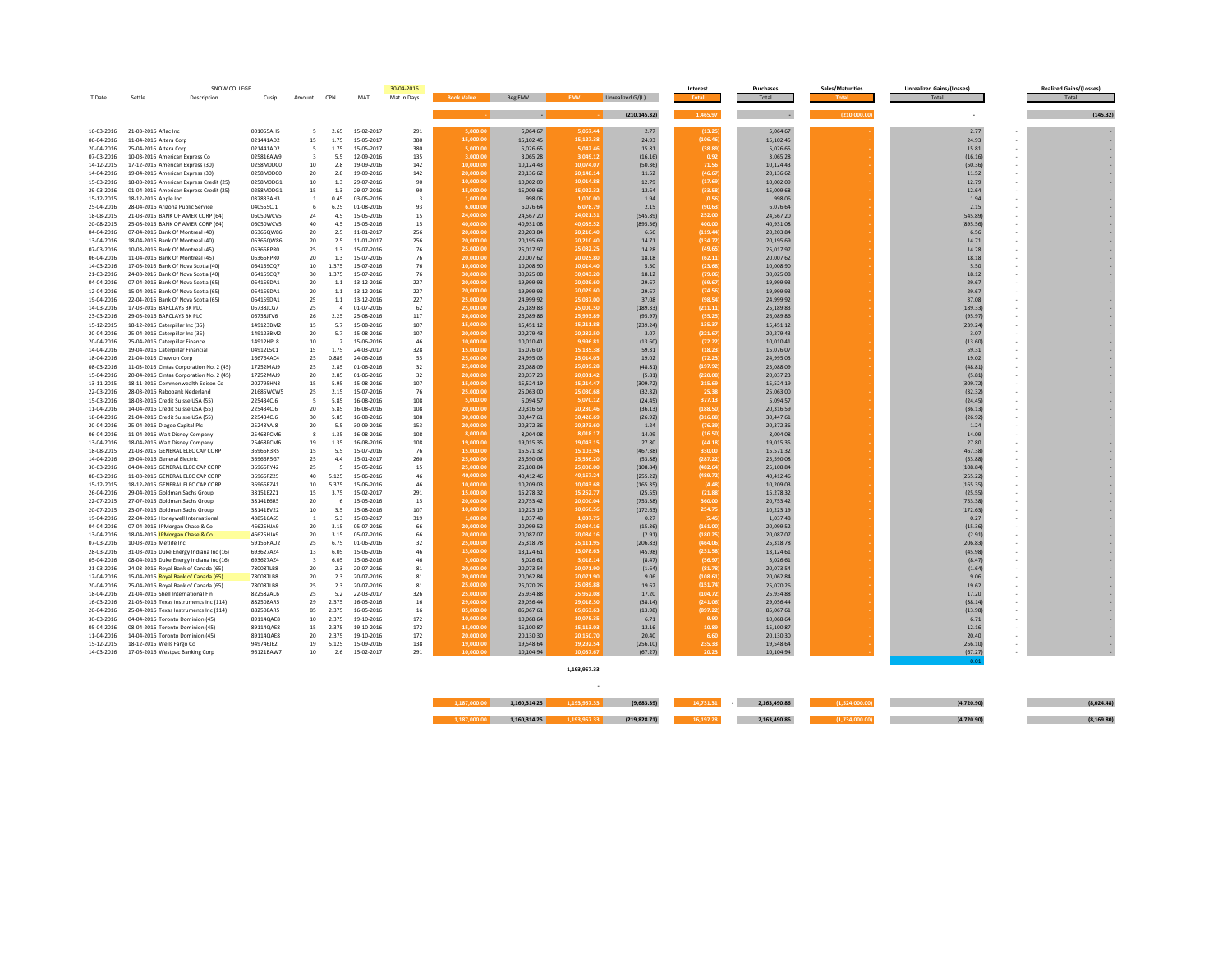| T Date | Settle | SNOW COLLEGE Description | Cusip | Amount | CPN | MAT | 30-04-2016 Mat In Days | Book Value | Beg FMV | FMV | Unrealized G/(L) | Interest Total | Purchases Total | Sales/Maturities Total | Unrealized Gains/(Losses) Total | | Realized Gains/(Losses) Total |
|---|---|---|---|---|---|---|---|---|---|---|---|---|---|---|---|---|---|
| | | | | | | | | - | - | - | (210,145.32) | 1,465.97 | - | (210,000.00) | - | | (145.32) |
| 16-03-2016 | 21-03-2016 | Aflac Inc | 001055AH5 | 5 | 2.65 | 15-02-2017 | 291 | 5,000.00 | 5,064.67 | 5,067.44 | 2.77 | (13.25) | 5,064.67 | - | 2.77 | - | - |
| 06-04-2016 | 11-04-2016 | Altera Corp | 021441AD2 | 15 | 1.75 | 15-05-2017 | 380 | 15,000.00 | 15,102.45 | 15,127.38 | 24.93 | (106.46) | 15,102.45 | - | 24.93 | - | - |
| 20-04-2016 | 25-04-2016 | Altera Corp | 021441AD2 | 5 | 1.75 | 15-05-2017 | 380 | 5,000.00 | 5,026.65 | 5,042.46 | 15.81 | (38.89) | 5,026.65 | - | 15.81 | - | - |
| 07-03-2016 | 10-03-2016 | American Express Co | 025816AW9 | 3 | 5.5 | 12-09-2016 | 135 | 3,000.00 | 3,065.28 | 3,049.12 | (16.16) | 0.92 | 3,065.28 | - | (16.16) | - | - |
| 14-12-2015 | 17-12-2015 | American Express (30) | 0258M0DC0 | 10 | 2.8 | 19-09-2016 | 142 | 10,000.00 | 10,124.43 | 10,074.07 | (50.36) | 71.56 | 10,124.43 | - | (50.36) | - | - |
| 14-04-2016 | 19-04-2016 | American Express (30) | 0258M0DC0 | 20 | 2.8 | 19-09-2016 | 142 | 20,000.00 | 20,136.62 | 20,148.14 | 11.52 | (46.67) | 20,136.62 | - | 11.52 | - | - |
| 15-03-2016 | 18-03-2016 | American Express Credit (25) | 0258M0DG1 | 10 | 1.3 | 29-07-2016 | 90 | 10,000.00 | 10,002.09 | 10,014.88 | 12.79 | (17.69) | 10,002.09 | - | 12.79 | - | - |
| 29-03-2016 | 01-04-2016 | American Express Credit (25) | 0258M0DG1 | 15 | 1.3 | 29-07-2016 | 90 | 15,000.00 | 15,009.68 | 15,022.32 | 12.64 | (33.58) | 15,009.68 | - | 12.64 | - | - |
| 15-12-2015 | 18-12-2015 | Apple Inc | 037833AH3 | 1 | 0.45 | 03-05-2016 | 3 | 1,000.00 | 998.06 | 1,000.00 | 1.94 | (0.56) | 998.06 | - | 1.94 | - | - |
| 25-04-2016 | 28-04-2016 | Arizona Public Service | 040555CJ1 | 6 | 6.25 | 01-08-2016 | 93 | 6,000.00 | 6,076.64 | 6,078.79 | 2.15 | (90.63) | 6,076.64 | - | 2.15 | - | - |
| 18-08-2015 | 21-08-2015 | BANK OF AMER CORP (64) | 06050WCV5 | 24 | 4.5 | 15-05-2016 | 15 | 24,000.00 | 24,567.20 | 24,021.31 | (545.89) | 252.00 | 24,567.20 | - | (545.89) | - | - |
| 20-08-2015 | 25-08-2015 | BANK OF AMER CORP (64) | 06050WCV5 | 40 | 4.5 | 15-05-2016 | 15 | 40,000.00 | 40,931.08 | 40,035.52 | (895.56) | 400.00 | 40,931.08 | - | (895.56) | - | - |
| 04-04-2016 | 07-04-2016 | Bank Of Montreal (40) | 06366QW86 | 20 | 2.5 | 11-01-2017 | 256 | 20,000.00 | 20,203.84 | 20,210.40 | 6.56 | (119.44) | 20,203.84 | - | 6.56 | - | - |
| 13-04-2016 | 18-04-2016 | Bank Of Montreal (40) | 06366QW86 | 20 | 2.5 | 11-01-2017 | 256 | 20,000.00 | 20,195.69 | 20,210.40 | 14.71 | (134.72) | 20,195.69 | - | 14.71 | - | - |
| 07-03-2016 | 10-03-2016 | Bank Of Montreal (45) | 06366RPR0 | 25 | 1.3 | 15-07-2016 | 76 | 25,000.00 | 25,017.97 | 25,032.25 | 14.28 | (49.65) | 25,017.97 | - | 14.28 | - | - |
| 06-04-2016 | 11-04-2016 | Bank Of Montreal (45) | 06366RPR0 | 20 | 1.3 | 15-07-2016 | 76 | 20,000.00 | 20,007.62 | 20,025.80 | 18.18 | (62.11) | 20,007.62 | - | 18.18 | - | - |
| 14-03-2016 | 17-03-2016 | Bank Of Nova Scotia (40) | 064159CQ7 | 10 | 1.375 | 15-07-2016 | 76 | 10,000.00 | 10,008.90 | 10,014.40 | 5.50 | (23.68) | 10,008.90 | - | 5.50 | - | - |
| 21-03-2016 | 24-03-2016 | Bank Of Nova Scotia (40) | 064159CQ7 | 30 | 1.375 | 15-07-2016 | 76 | 30,000.00 | 30,025.08 | 30,043.20 | 18.12 | (79.06) | 30,025.08 | - | 18.12 | - | - |
| 04-04-2016 | 07-04-2016 | Bank Of Nova Scotia (65) | 064159DA1 | 20 | 1.1 | 13-12-2016 | 227 | 20,000.00 | 19,999.93 | 20,029.60 | 29.67 | (69.67) | 19,999.93 | - | 29.67 | - | - |
| 12-04-2016 | 15-04-2016 | Bank Of Nova Scotia (65) | 064159DA1 | 20 | 1.1 | 13-12-2016 | 227 | 20,000.00 | 19,999.93 | 20,029.60 | 29.67 | (74.56) | 19,999.93 | - | 29.67 | - | - |
| 19-04-2016 | 22-04-2016 | Bank Of Nova Scotia (65) | 064159DA1 | 25 | 1.1 | 13-12-2016 | 227 | 25,000.00 | 24,999.92 | 25,037.00 | 37.08 | (98.54) | 24,999.92 | - | 37.08 | - | - |
| 14-03-2016 | 17-03-2016 | BARCLAYS BK PLC | 06738JCG7 | 25 | 4 | 01-07-2016 | 62 | 25,000.00 | 25,189.83 | 25,000.50 | (189.33) | (211.11) | 25,189.83 | - | (189.33) | - | - |
| 23-03-2016 | 29-03-2016 | BARCLAYS BK PLC | 06738JTV6 | 26 | 2.25 | 25-08-2016 | 117 | 26,000.00 | 26,089.86 | 25,993.89 | (95.97) | (55.25) | 26,089.86 | - | (95.97) | - | - |
| 15-12-2015 | 18-12-2015 | Caterpillar Inc (35) | 149123BM2 | 15 | 5.7 | 15-08-2016 | 107 | 15,000.00 | 15,451.12 | 15,211.88 | (239.24) | 135.37 | 15,451.12 | - | (239.24) | - | - |
| 20-04-2016 | 25-04-2016 | Caterpillar Inc (35) | 149123BM2 | 20 | 5.7 | 15-08-2016 | 107 | 20,000.00 | 20,279.43 | 20,282.50 | 3.07 | (221.67) | 20,279.43 | - | 3.07 | - | - |
| 20-04-2016 | 25-04-2016 | Caterpillar Finance | 14912HPL8 | 10 | 2 | 15-06-2016 | 46 | 10,000.00 | 10,010.41 | 9,996.81 | (13.60) | (72.22) | 10,010.41 | - | (13.60) | - | - |
| 14-04-2016 | 19-04-2016 | Caterpillar Financial | 04912L5C1 | 15 | 1.75 | 24-03-2017 | 328 | 15,000.00 | 15,076.07 | 15,135.38 | 59.31 | (18.23) | 15,076.07 | - | 59.31 | - | - |
| 18-04-2016 | 21-04-2016 | Chevron Corp | 166764AC4 | 25 | 0.889 | 24-06-2016 | 55 | 25,000.00 | 24,995.03 | 25,014.05 | 19.02 | (72.23) | 24,995.03 | - | 19.02 | - | - |
| 08-03-2016 | 11-03-2016 | Cintas Corporation No. 2 (45) | 17252MAJ9 | 25 | 2.85 | 01-06-2016 | 32 | 25,000.00 | 25,088.09 | 25,039.28 | (48.81) | (197.92) | 25,088.09 | - | (48.81) | - | - |
| 15-04-2016 | 20-04-2016 | Cintas Corporation No. 2 (45) | 17252MAJ9 | 20 | 2.85 | 01-06-2016 | 32 | 20,000.00 | 20,037.23 | 20,031.42 | (5.81) | (220.08) | 20,037.23 | - | (5.81) | - | - |
| 13-11-2015 | 18-11-2015 | Commonwealth Edison Co | 202795HN3 | 15 | 5.95 | 15-08-2016 | 107 | 15,000.00 | 15,524.19 | 15,214.47 | (309.72) | 215.69 | 15,524.19 | - | (309.72) | - | - |
| 22-03-2016 | 28-03-2016 | Rabobank Nederland | 21685WCW5 | 25 | 2.15 | 15-07-2016 | 76 | 25,000.00 | 25,063.00 | 25,030.68 | (32.32) | 25.38 | 25,063.00 | - | (32.32) | - | - |
| 15-03-2016 | 18-03-2016 | Credit Suisse USA (55) | 225434CJ6 | 5 | 5.85 | 16-08-2016 | 108 | 5,000.00 | 5,094.57 | 5,070.12 | (24.45) | 377.13 | 5,094.57 | - | (24.45) | - | - |
| 11-04-2016 | 14-04-2016 | Credit Suisse USA (55) | 225434CJ6 | 20 | 5.85 | 16-08-2016 | 108 | 20,000.00 | 20,316.59 | 20,280.46 | (36.13) | (188.50) | 20,316.59 | - | (36.13) | - | - |
| 18-04-2016 | 21-04-2016 | Credit Suisse USA (55) | 225434CJ6 | 30 | 5.85 | 16-08-2016 | 108 | 30,000.00 | 30,447.61 | 30,420.69 | (26.92) | (316.88) | 30,447.61 | - | (26.92) | - | - |
| 20-04-2016 | 25-04-2016 | Diageo Capital Plc | 25243YAJ8 | 20 | 5.5 | 30-09-2016 | 153 | 20,000.00 | 20,372.36 | 20,373.60 | 1.24 | (76.39) | 20,372.36 | - | 1.24 | - | - |
| 06-04-2016 | 11-04-2016 | Walt Disney Company | 25468PCM6 | 8 | 1.35 | 16-08-2016 | 108 | 8,000.00 | 8,004.08 | 8,018.17 | 14.09 | (16.50) | 8,004.08 | - | 14.09 | - | - |
| 13-04-2016 | 18-04-2016 | Walt Disney Company | 25468PCM6 | 19 | 1.35 | 16-08-2016 | 108 | 19,000.00 | 19,015.35 | 19,043.15 | 27.80 | (44.18) | 19,015.35 | - | 27.80 | - | - |
| 18-08-2015 | 21-08-2015 | GENERAL ELEC CAP CORP | 36966R3R5 | 15 | 5.5 | 15-07-2016 | 76 | 15,000.00 | 15,571.32 | 15,103.94 | (467.38) | 330.00 | 15,571.32 | - | (467.38) | - | - |
| 14-04-2016 | 19-04-2016 | General Electric | 36966R5G7 | 25 | 4.4 | 15-01-2017 | 260 | 25,000.00 | 25,590.08 | 25,536.20 | (53.88) | (287.22) | 25,590.08 | - | (53.88) | - | - |
| 30-03-2016 | 04-04-2016 | GENERAL ELEC CAP CORP | 36966RY42 | 25 | 5 | 15-05-2016 | 15 | 25,000.00 | 25,108.84 | 25,000.00 | (108.84) | (482.64) | 25,108.84 | - | (108.84) | - | - |
| 08-03-2016 | 11-03-2016 | GENERAL ELEC CAP CORP | 36966RZ25 | 40 | 5.125 | 15-06-2016 | 46 | 40,000.00 | 40,412.46 | 40,157.24 | (255.22) | (489.72) | 40,412.46 | - | (255.22) | - | - |
| 15-12-2015 | 18-12-2015 | GENERAL ELEC CAP CORP | 36966RZ41 | 10 | 5.375 | 15-06-2016 | 46 | 10,000.00 | 10,209.03 | 10,043.68 | (165.35) | (4.48) | 10,209.03 | - | (165.35) | - | - |
| 26-04-2016 | 29-04-2016 | Goldman Sachs Group | 38151E2Z1 | 15 | 3.75 | 15-02-2017 | 291 | 15,000.00 | 15,278.32 | 15,252.77 | (25.55) | (21.88) | 15,278.32 | - | (25.55) | - | - |
| 22-07-2015 | 27-07-2015 | Goldman Sachs Group | 38141E6R5 | 20 | 6 | 15-05-2016 | 15 | 20,000.00 | 20,753.42 | 20,000.04 | (753.38) | 360.00 | 20,753.42 | - | (753.38) | - | - |
| 20-07-2015 | 23-07-2015 | Goldman Sachs Group | 38141EV22 | 10 | 3.5 | 15-08-2016 | 107 | 10,000.00 | 10,223.19 | 10,050.56 | (172.63) | 254.75 | 10,223.19 | - | (172.63) | - | - |
| 19-04-2016 | 22-04-2016 | Honeywell International | 438516AS5 | 1 | 5.3 | 15-03-2017 | 319 | 1,000.00 | 1,037.48 | 1,037.75 | 0.27 | (5.45) | 1,037.48 | - | 0.27 | - | - |
| 04-04-2016 | 07-04-2016 | JPMorgan Chase & Co | 46625HJA9 | 20 | 3.15 | 05-07-2016 | 66 | 20,000.00 | 20,099.52 | 20,084.16 | (15.36) | (161.00) | 20,099.52 | - | (15.36) | - | - |
| 13-04-2016 | 18-04-2016 | JPMorgan Chase & Co | 46625HJA9 | 20 | 3.15 | 05-07-2016 | 66 | 20,000.00 | 20,087.07 | 20,084.16 | (2.91) | (180.25) | 20,087.07 | - | (2.91) | - | - |
| 07-03-2016 | 10-03-2016 | Metlife Inc | 59156RAU2 | 25 | 6.75 | 01-06-2016 | 32 | 25,000.00 | 25,318.78 | 25,111.95 | (206.83) | (464.06) | 25,318.78 | - | (206.83) | - | - |
| 28-03-2016 | 31-03-2016 | Duke Energy Indiana Inc (16) | 693627AZ4 | 13 | 6.05 | 15-06-2016 | 46 | 13,000.00 | 13,124.61 | 13,078.63 | (45.98) | (231.58) | 13,124.61 | - | (45.98) | - | - |
| 05-04-2016 | 08-04-2016 | Duke Energy Indiana Inc (16) | 693627AZ4 | 3 | 6.05 | 15-06-2016 | 46 | 3,000.00 | 3,026.61 | 3,018.14 | (8.47) | (56.97) | 3,026.61 | - | (8.47) | - | - |
| 21-03-2016 | 24-03-2016 | Royal Bank of Canada (65) | 78008TLB8 | 20 | 2.3 | 20-07-2016 | 81 | 20,000.00 | 20,073.54 | 20,071.90 | (1.64) | (81.78) | 20,073.54 | - | (1.64) | - | - |
| 12-04-2016 | 15-04-2016 | Royal Bank of Canada (65) | 78008TLB8 | 20 | 2.3 | 20-07-2016 | 81 | 20,000.00 | 20,062.84 | 20,071.90 | 9.06 | (108.61) | 20,062.84 | - | 9.06 | - | - |
| 20-04-2016 | 25-04-2016 | Royal Bank of Canada (65) | 78008TLB8 | 25 | 2.3 | 20-07-2016 | 81 | 25,000.00 | 25,070.26 | 25,089.88 | 19.62 | (151.74) | 25,070.26 | - | 19.62 | - | - |
| 18-04-2016 | 21-04-2016 | Shell International Fin | 822582AC6 | 25 | 5.2 | 22-03-2017 | 326 | 25,000.00 | 25,934.88 | 25,952.08 | 17.20 | (104.72) | 25,934.88 | - | 17.20 | - | - |
| 16-03-2016 | 21-03-2016 | Texas Instruments Inc (114) | 882508AR5 | 29 | 2.375 | 16-05-2016 | 16 | 29,000.00 | 29,056.44 | 29,018.30 | (38.14) | (241.06) | 29,056.44 | - | (38.14) | - | - |
| 20-04-2016 | 25-04-2016 | Texas Instruments Inc (114) | 882508AR5 | 85 | 2.375 | 16-05-2016 | 16 | 85,000.00 | 85,067.61 | 85,053.63 | (13.98) | (897.22) | 85,067.61 | - | (13.98) | - | - |
| 30-03-2016 | 04-04-2016 | Toronto Dominion (45) | 89114QAE8 | 10 | 2.375 | 19-10-2016 | 172 | 10,000.00 | 10,068.64 | 10,075.35 | 6.71 | 9.90 | 10,068.64 | - | 6.71 | - | - |
| 05-04-2016 | 08-04-2016 | Toronto Dominion (45) | 89114QAE8 | 15 | 2.375 | 19-10-2016 | 172 | 15,000.00 | 15,100.87 | 15,113.03 | 12.16 | 10.89 | 15,100.87 | - | 12.16 | - | - |
| 11-04-2016 | 14-04-2016 | Toronto Dominion (45) | 89114QAE8 | 20 | 2.375 | 19-10-2016 | 172 | 20,000.00 | 20,130.30 | 20,150.70 | 20.40 | 6.60 | 20,130.30 | - | 20.40 | - | - |
| 15-12-2015 | 18-12-2015 | Wells Fargo Co | 949746JE2 | 19 | 5.125 | 15-09-2016 | 138 | 19,000.00 | 19,548.64 | 19,292.54 | (256.10) | 235.33 | 19,548.64 | - | (256.10) | - | - |
| 14-03-2016 | 17-03-2016 | Westpac Banking Corp | 96121BAW7 | 10 | 2.6 | 15-02-2017 | 291 | 10,000.00 | 10,104.94 | 10,037.67 | (67.27) | 20.23 | 10,104.94 | - | (67.27) | - | - |
| | | | | | | | | | | | | | | | 0.01 | | |
| | | | | | | | | | | 1,193,957.33 | | | | | | | |
| | | | | | | | | | | - | | | | | | | |
| | | | | | | | | 1,187,000.00 | 1,160,314.25 | 1,193,957.33 | (9,683.39) | 14,731.31 | 2,163,490.86 | (1,524,000.00) | (4,720.90) | | (8,024.48) |
| | | | | | | | | 1,187,000.00 | 1,160,314.25 | 1,193,957.33 | (219,828.71) | 16,197.28 | 2,163,490.86 | (1,734,000.00) | (4,720.90) | | (8,169.80) |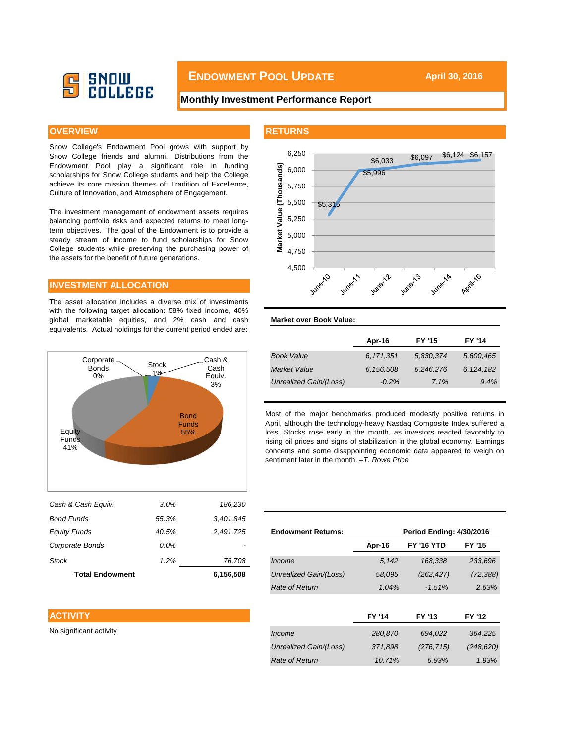# Endowment Pool Update

**April 30, 2016**

**Monthly Investment Performance Report**

## OVERVIEW

Snow College's Endowment Pool grows with support by Snow College friends and alumni. Distributions from the Endowment Pool play a significant role in funding scholarships for Snow College students and help the College achieve its core mission themes of: Tradition of Excellence, Culture of Innovation, and Atmosphere of Engagement.

The investment management of endowment assets requires balancing portfolio risks and expected returns to meet long-term objectives. The goal of the Endowment is to provide a steady stream of income to fund scholarships for Snow College students while preserving the purchasing power of the assets for the benefit of future generations.

## INVESTMENT ALLOCATION

The asset allocation includes a diverse mix of investments with the following target allocation: 58% fixed income, 40% global marketable equities, and 2% cash and cash equivalents. Actual holdings for the current period ended are:

| | | |
|---|---|---|
| *Cash & Cash Equiv.* | *3.0%* | *186,230* |
| *Bond Funds* | *55.3%* | *3,401,845* |
| *Equity Funds* | *40.5%* | *2,491,725* |
| *Corporate Bonds* | *0.0%* | *-* |
| *Stock* | *1.2%* | *76,708* |
| **Total Endowment** | | **6,156,508** |

## ACTIVITY

No significant activity

## RETURNS

**Market over Book Value:**

| | Apr-16 | FY '15 | FY '14 |
|---|---|---|---|
| *Book Value* | *6,171,351* | *5,830,374* | *5,600,465* |
| *Market Value* | *6,156,508* | *6,246,276* | *6,124,182* |
| *Unrealized Gain/(Loss)* | *-0.2%* | *7.1%* | *9.4%* |

Most of the major benchmarks produced modestly positive returns in April, although the technology-heavy Nasdaq Composite Index suffered a loss. Stocks rose early in the month, as investors reacted favorably to rising oil prices and signs of stabilization in the global economy. Earnings concerns and some disappointing economic data appeared to weigh on sentiment later in the month. *–T. Rowe Price*

**Endowment Returns:** **Period Ending: 4/30/2016**

| | Apr-16 | FY '16 YTD | FY '15 |
|---|---|---|---|
| *Income* | *5,142* | *168,338* | *233,696* |
| *Unrealized Gain/(Loss)* | *58,095* | *(262,427)* | *(72,388)* |
| *Rate of Return* | *1.04%* | *-1.51%* | *2.63%* |

| | FY '14 | FY '13 | FY '12 |
|---|---|---|---|
| *Income* | *280,870* | *694,022* | *364,225* |
| *Unrealized Gain/(Loss)* | *371,898* | *(276,715)* | *(248,620)* |
| *Rate of Return* | *10.71%* | *6.93%* | *1.93%* |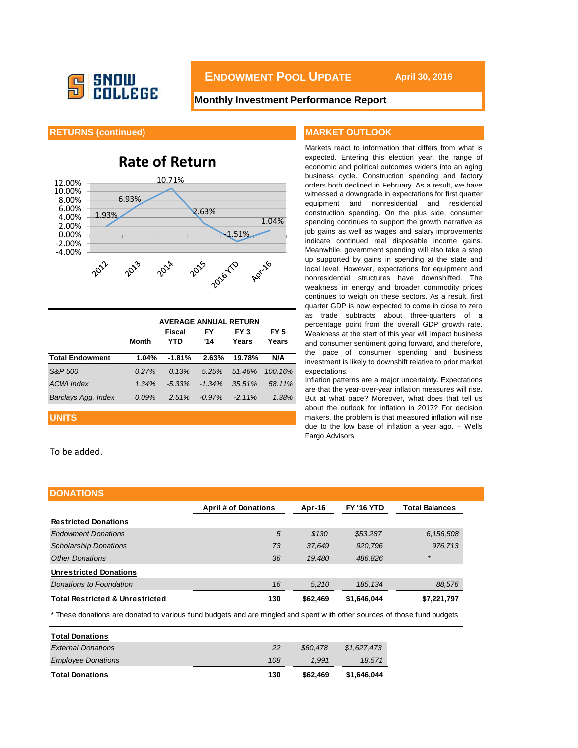# ENDOWMENT POOL UPDATE

**April 30, 2016**

**Monthly Investment Performance Report**

## RETURNS (continued)

**Rate of Return**

| Period | Rate of Return |
|---|---|
| 2012 | 1.93% |
| 2013 | 6.93% |
| 2014 | 10.71% |
| 2015 | 2.63% |
| 2016 YTD | -1.51% |
| Apr-16 | 1.04% |

| | | AVERAGE ANNUAL RETURN | | | |
|---|---|---|---|---|---|
| | Month | Fiscal YTD | FY '14 | FY 3 Years | FY 5 Years |
| **Total Endowment** | **1.04%** | **-1.81%** | **2.63%** | **19.78%** | **N/A** |
| *S&P 500* | *0.27%* | *0.13%* | *5.25%* | *51.46%* | *100.16%* |
| *ACWI Index* | *1.34%* | *-5.33%* | *-1.34%* | *35.51%* | *58.11%* |
| *Barclays Agg. Index* | *0.09%* | *2.51%* | *-0.97%* | *-2.11%* | *1.38%* |

## UNITS

To be added.

## MARKET OUTLOOK

Markets react to information that differs from what is expected. Entering this election year, the range of economic and political outcomes widens into an aging business cycle. Construction spending and factory orders both declined in February. As a result, we have witnessed a downgrade in expectations for first quarter equipment and nonresidential and residential construction spending. On the plus side, consumer spending continues to support the growth narrative as job gains as well as wages and salary improvements indicate continued real disposable income gains. Meanwhile, government spending will also take a step up supported by gains in spending at the state and local level. However, expectations for equipment and nonresidential structures have downshifted. The weakness in energy and broader commodity prices continues to weigh on these sectors. As a result, first quarter GDP is now expected to come in close to zero as trade subtracts about three-quarters of a percentage point from the overall GDP growth rate. Weakness at the start of this year will impact business and consumer sentiment going forward, and therefore, the pace of consumer spending and business investment is likely to downshift relative to prior market expectations.

Inflation patterns are a major uncertainty. Expectations are that the year-over-year inflation measures will rise. But at what pace? Moreover, what does that tell us about the outlook for inflation in 2017? For decision makers, the problem is that measured inflation will rise due to the low base of inflation a year ago. – Wells Fargo Advisors

## DONATIONS

| | April # of Donations | Apr-16 | FY '16 YTD | Total Balances |
|---|---|---|---|---|
| **Restricted Donations** | | | | |
| *Endowment Donations* | *5* | *$130* | *$53,287* | *6,156,508* |
| *Scholarship Donations* | *73* | *37,649* | *920,796* | *976,713* |
| *Other Donations* | *36* | *19,480* | *486,826* | *\** |
| **Unrestricted Donations** | | | | |
| *Donations to Foundation* | *16* | *5,210* | *185,134* | *88,576* |
| **Total Restricted & Unrestricted** | **130** | **$62,469** | **$1,646,044** | **$7,221,797** |

\* These donations are donated to various fund budgets and are mingled and spent with other sources of those fund budgets

| **Total Donations** | | | |
|---|---|---|---|
| *External Donations* | *22* | *$60,478* | *$1,627,473* |
| *Employee Donations* | *108* | *1,991* | *18,571* |
| **Total Donations** | **130** | **$62,469** | **$1,646,044** |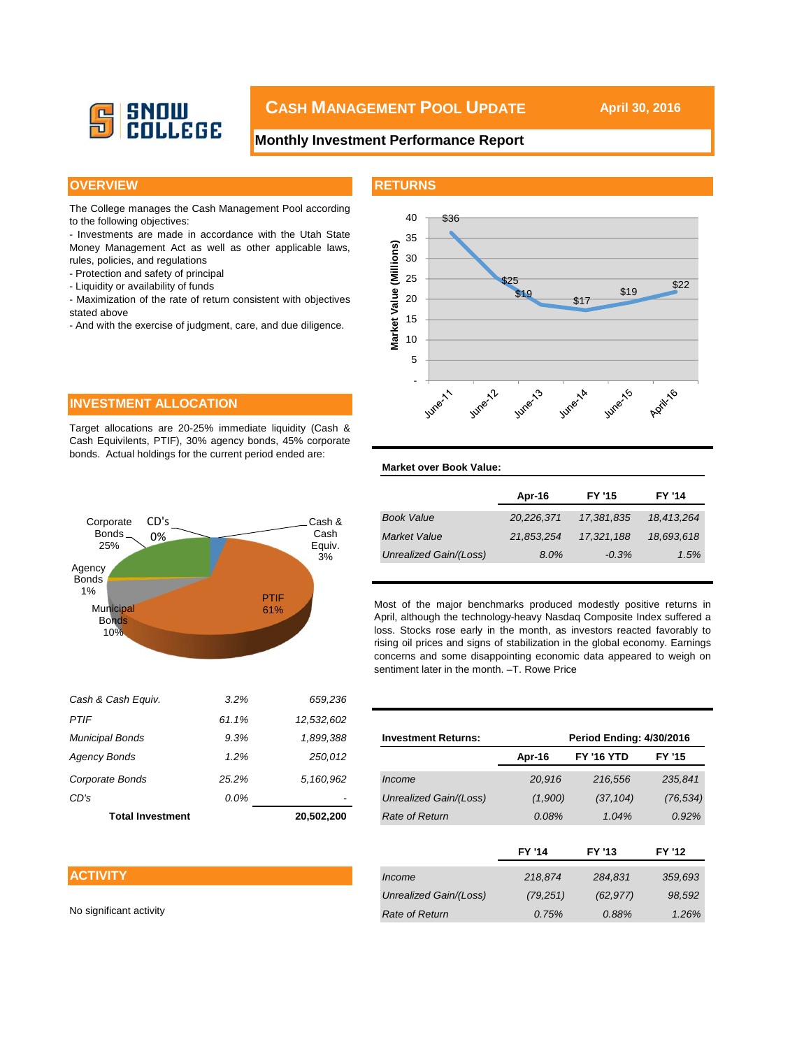SNOW COLLEGE

# CASH MANAGEMENT POOL UPDATE

**April 30, 2016**

**Monthly Investment Performance Report**

## OVERVIEW

The College manages the Cash Management Pool according to the following objectives:

- Investments are made in accordance with the Utah State Money Management Act as well as other applicable laws, rules, policies, and regulations
- Protection and safety of principal
- Liquidity or availability of funds
- Maximization of the rate of return consistent with objectives stated above
- And with the exercise of judgment, care, and due diligence.

## INVESTMENT ALLOCATION

Target allocations are 20-25% immediate liquidity (Cash & Cash Equivilents, PTIF), 30% agency bonds, 45% corporate bonds. Actual holdings for the current period ended are:

Corporate Bonds 25%; CD's 0%; Cash & Cash Equiv. 3%; PTIF 61%; Agency Bonds 1%; Municipal Bonds 10%

| | | |
|---|---|---|
| *Cash & Cash Equiv.* | *3.2%* | *659,236* |
| *PTIF* | *61.1%* | *12,532,602* |
| *Municipal Bonds* | *9.3%* | *1,899,388* |
| *Agency Bonds* | *1.2%* | *250,012* |
| *Corporate Bonds* | *25.2%* | *5,160,962* |
| *CD's* | *0.0%* | *-* |
| **Total Investment** | | **20,502,200** |

## ACTIVITY

No significant activity

## RETURNS

Market Value (Millions): June-11 $36; June-12 $25; June-13 $19; June-14 $17; June-15 $19; April-16 $22

**Market over Book Value:**

| | Apr-16 | FY '15 | FY '14 |
|---|---|---|---|
| *Book Value* | *20,226,371* | *17,381,835* | *18,413,264* |
| *Market Value* | *21,853,254* | *17,321,188* | *18,693,618* |
| *Unrealized Gain/(Loss)* | *8.0%* | *-0.3%* | *1.5%* |

Most of the major benchmarks produced modestly positive returns in April, although the technology-heavy Nasdaq Composite Index suffered a loss. Stocks rose early in the month, as investors reacted favorably to rising oil prices and signs of stabilization in the global economy. Earnings concerns and some disappointing economic data appeared to weigh on sentiment later in the month. –T. Rowe Price

**Investment Returns:** **Period Ending: 4/30/2016**

| | Apr-16 | FY '16 YTD | FY '15 |
|---|---|---|---|
| *Income* | *20,916* | *216,556* | *235,841* |
| *Unrealized Gain/(Loss)* | *(1,900)* | *(37,104)* | *(76,534)* |
| *Rate of Return* | *0.08%* | *1.04%* | *0.92%* |

| | FY '14 | FY '13 | FY '12 |
|---|---|---|---|
| *Income* | *218,874* | *284,831* | *359,693* |
| *Unrealized Gain/(Loss)* | *(79,251)* | *(62,977)* | *98,592* |
| *Rate of Return* | *0.75%* | *0.88%* | *1.26%* |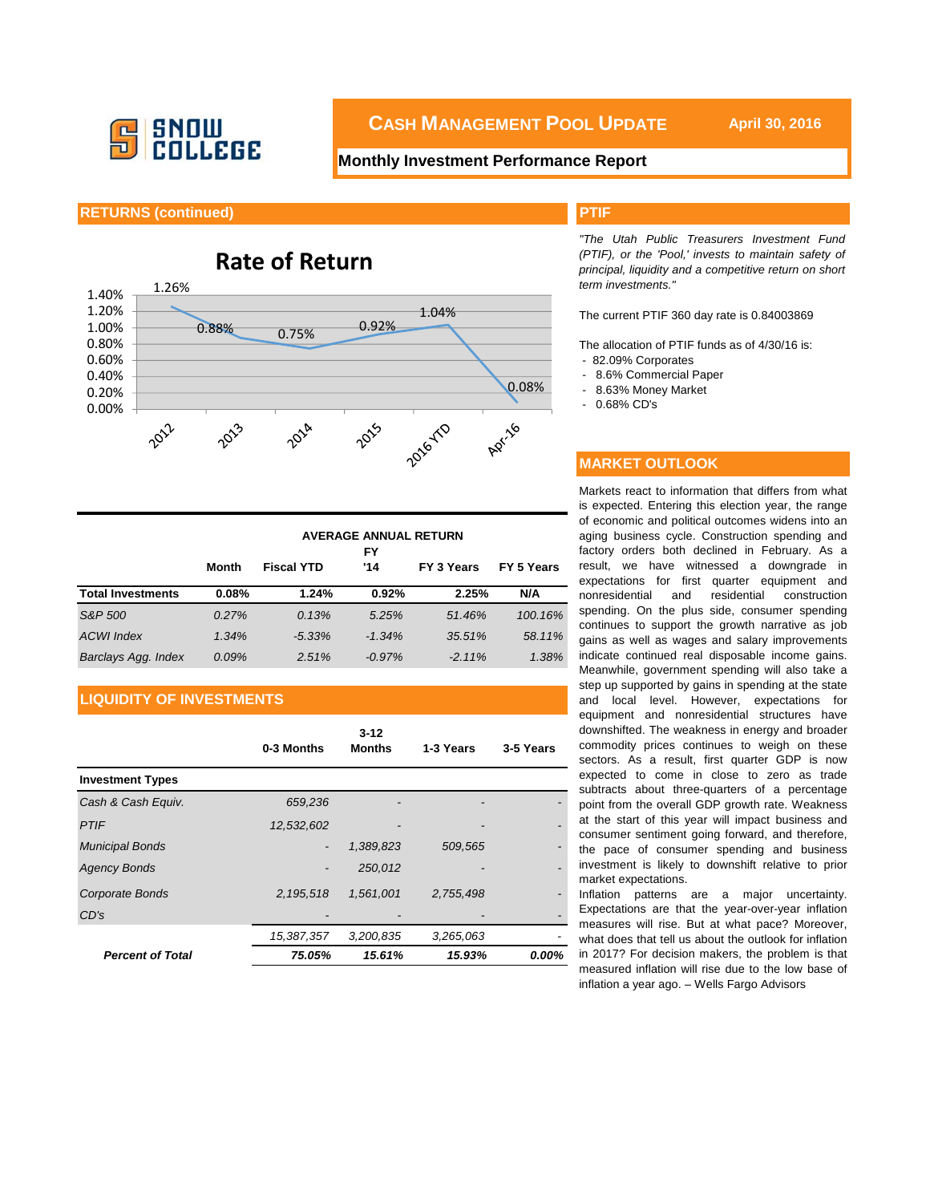# Cash Management Pool Update

April 30, 2016

**Monthly Investment Performance Report**

## RETURNS (continued)

Rate of Return

1.40%
1.20%
1.00%
0.80%
0.60%
0.40%
0.20%
0.00%

1.26%
0.88%
0.75%
0.92%
1.04%
0.08%

2012
2013
2014
2015
2016 YTD
Apr-16

| | AVERAGE ANNUAL RETURN | | | | |
|---|---|---|---|---|---|
| | Month | Fiscal YTD | FY '14 | FY 3 Years | FY 5 Years |
| **Total Investments** | **0.08%** | **1.24%** | **0.92%** | **2.25%** | **N/A** |
| *S&P 500* | *0.27%* | *0.13%* | *5.25%* | *51.46%* | *100.16%* |
| *ACWI Index* | *1.34%* | *-5.33%* | *-1.34%* | *35.51%* | *58.11%* |
| *Barclays Agg. Index* | *0.09%* | *2.51%* | *-0.97%* | *-2.11%* | *1.38%* |

## LIQUIDITY OF INVESTMENTS

| | 0-3 Months | 3-12 Months | 1-3 Years | 3-5 Years |
|---|---|---|---|---|
| **Investment Types** | | | | |
| *Cash & Cash Equiv.* | 659,236 | - | - | - |
| *PTIF* | 12,532,602 | - | - | - |
| *Municipal Bonds* | - | 1,389,823 | 509,565 | - |
| *Agency Bonds* | - | 250,012 | - | - |
| *Corporate Bonds* | 2,195,518 | 1,561,001 | 2,755,498 | - |
| *CD's* | - | - | - | - |
| | 15,387,357 | 3,200,835 | 3,265,063 | - |
| ***Percent of Total*** | ***75.05%*** | ***15.61%*** | ***15.93%*** | ***0.00%*** |

## PTIF

*"The Utah Public Treasurers Investment Fund (PTIF), or the 'Pool,' invests to maintain safety of principal, liquidity and a competitive return on short term investments."*

The current PTIF 360 day rate is 0.84003869

The allocation of PTIF funds as of 4/30/16 is:
- 82.09% Corporates
- 8.6% Commercial Paper
- 8.63% Money Market
- 0.68% CD's

## MARKET OUTLOOK

Markets react to information that differs from what is expected. Entering this election year, the range of economic and political outcomes widens into an aging business cycle. Construction spending and factory orders both declined in February. As a result, we have witnessed a downgrade in expectations for first quarter equipment and nonresidential and residential construction spending. On the plus side, consumer spending continues to support the growth narrative as job gains as well as wages and salary improvements indicate continued real disposable income gains. Meanwhile, government spending will also take a step up supported by gains in spending at the state and local level. However, expectations for equipment and nonresidential structures have downshifted. The weakness in energy and broader commodity prices continues to weigh on these sectors. As a result, first quarter GDP is now expected to come in close to zero as trade subtracts about three-quarters of a percentage point from the overall GDP growth rate. Weakness at the start of this year will impact business and consumer sentiment going forward, and therefore, the pace of consumer spending and business investment is likely to downshift relative to prior market expectations.
Inflation patterns are a major uncertainty. Expectations are that the year-over-year inflation measures will rise. But at what pace? Moreover, what does that tell us about the outlook for inflation in 2017? For decision makers, the problem is that measured inflation will rise due to the low base of inflation a year ago. – Wells Fargo Advisors